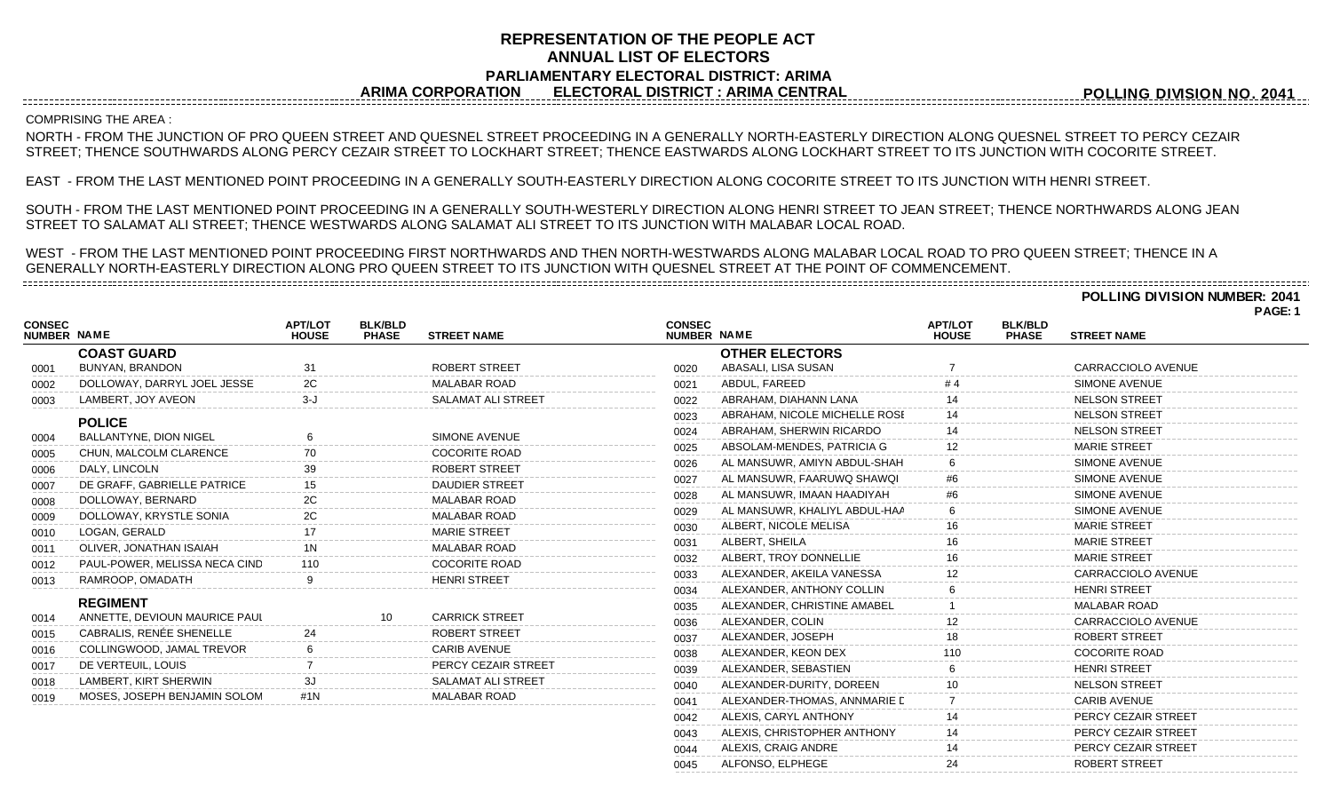# REPRESENTATION OF THE PEOPLE ACT
## ANNUAL LIST OF ELECTORS
### PARLIAMENTARY ELECTORAL DISTRICT: ARIMA
### ARIMA CORPORATION ELECTORAL DISTRICT : ARIMA CENTRAL

**POLLING DIVISION NO. 2041**

COMPRISING THE AREA :

NORTH - FROM THE JUNCTION OF PRO QUEEN STREET AND QUESNEL STREET PROCEEDING IN A GENERALLY NORTH-EASTERLY DIRECTION ALONG QUESNEL STREET TO PERCY CEZAIR STREET; THENCE SOUTHWARDS ALONG PERCY CEZAIR STREET TO LOCKHART STREET; THENCE EASTWARDS ALONG LOCKHART STREET TO ITS JUNCTION WITH COCORITE STREET.

EAST - FROM THE LAST MENTIONED POINT PROCEEDING IN A GENERALLY SOUTH-EASTERLY DIRECTION ALONG COCORITE STREET TO ITS JUNCTION WITH HENRI STREET.

SOUTH - FROM THE LAST MENTIONED POINT PROCEEDING IN A GENERALLY SOUTH-WESTERLY DIRECTION ALONG HENRI STREET TO JEAN STREET; THENCE NORTHWARDS ALONG JEAN STREET TO SALAMAT ALI STREET; THENCE WESTWARDS ALONG SALAMAT ALI STREET TO ITS JUNCTION WITH MALABAR LOCAL ROAD.

WEST - FROM THE LAST MENTIONED POINT PROCEEDING FIRST NORTHWARDS AND THEN NORTH-WESTWARDS ALONG MALABAR LOCAL ROAD TO PRO QUEEN STREET; THENCE IN A GENERALLY NORTH-EASTERLY DIRECTION ALONG PRO QUEEN STREET TO ITS JUNCTION WITH QUESNEL STREET AT THE POINT OF COMMENCEMENT.

**POLLING DIVISION NUMBER: 2041**

| CONSEC NUMBER | NAME | APT/LOT HOUSE | BLK/BLD PHASE | STREET NAME |
|---|---|---|---|---|
| | **COAST GUARD** | | | |
| 0001 | BUNYAN, BRANDON | 31 | | ROBERT STREET |
| 0002 | DOLLOWAY, DARRYL JOEL JESSE | 2C | | MALABAR ROAD |
| 0003 | LAMBERT, JOY AVEON | 3-J | | SALAMAT ALI STREET |
| | **POLICE** | | | |
| 0004 | BALLANTYNE, DION NIGEL | 6 | | SIMONE AVENUE |
| 0005 | CHUN, MALCOLM CLARENCE | 70 | | COCORITE ROAD |
| 0006 | DALY, LINCOLN | 39 | | ROBERT STREET |
| 0007 | DE GRAFF, GABRIELLE PATRICE | 15 | | DAUDIER STREET |
| 0008 | DOLLOWAY, BERNARD | 2C | | MALABAR ROAD |
| 0009 | DOLLOWAY, KRYSTLE SONIA | 2C | | MALABAR ROAD |
| 0010 | LOGAN, GERALD | 17 | | MARIE STREET |
| 0011 | OLIVER, JONATHAN ISAIAH | 1N | | MALABAR ROAD |
| 0012 | PAUL-POWER, MELISSA NECA CIND | 110 | | COCORITE ROAD |
| 0013 | RAMROOP, OMADATH | 9 | | HENRI STREET |
| | **REGIMENT** | | | |
| 0014 | ANNETTE, DEVIOUN MAURICE PAUL | | 10 | CARRICK STREET |
| 0015 | CABRALIS, RENÉE SHENELLE | 24 | | ROBERT STREET |
| 0016 | COLLINGWOOD, JAMAL TREVOR | 6 | | CARIB AVENUE |
| 0017 | DE VERTEUIL, LOUIS | 7 | | PERCY CEZAIR STREET |
| 0018 | LAMBERT, KIRT SHERWIN | 3J | | SALAMAT ALI STREET |
| 0019 | MOSES, JOSEPH BENJAMIN SOLOM | #1N | | MALABAR ROAD |
| | **OTHER ELECTORS** | | | |
| 0020 | ABASALI, LISA SUSAN | 7 | | CARRACCIOLO AVENUE |
| 0021 | ABDUL, FAREED | # 4 | | SIMONE AVENUE |
| 0022 | ABRAHAM, DIAHANN LANA | 14 | | NELSON STREET |
| 0023 | ABRAHAM, NICOLE MICHELLE ROSE | 14 | | NELSON STREET |
| 0024 | ABRAHAM, SHERWIN RICARDO | 14 | | NELSON STREET |
| 0025 | ABSOLAM-MENDES, PATRICIA G | 12 | | MARIE STREET |
| 0026 | AL MANSUWR, AMIYN ABDUL-SHAH | 6 | | SIMONE AVENUE |
| 0027 | AL MANSUWR, FAARUWQ SHAWQI | #6 | | SIMONE AVENUE |
| 0028 | AL MANSUWR, IMAAN HAADIYAH | #6 | | SIMONE AVENUE |
| 0029 | AL MANSUWR, KHALIYL ABDUL-HAA | 6 | | SIMONE AVENUE |
| 0030 | ALBERT, NICOLE MELISA | 16 | | MARIE STREET |
| 0031 | ALBERT, SHEILA | 16 | | MARIE STREET |
| 0032 | ALBERT, TROY DONNELLIE | 16 | | MARIE STREET |
| 0033 | ALEXANDER, AKEILA VANESSA | 12 | | CARRACCIOLO AVENUE |
| 0034 | ALEXANDER, ANTHONY COLLIN | 6 | | HENRI STREET |
| 0035 | ALEXANDER, CHRISTINE AMABEL | 1 | | MALABAR ROAD |
| 0036 | ALEXANDER, COLIN | 12 | | CARRACCIOLO AVENUE |
| 0037 | ALEXANDER, JOSEPH | 18 | | ROBERT STREET |
| 0038 | ALEXANDER, KEON DEX | 110 | | COCORITE ROAD |
| 0039 | ALEXANDER, SEBASTIEN | 6 | | HENRI STREET |
| 0040 | ALEXANDER-DURITY, DOREEN | 10 | | NELSON STREET |
| 0041 | ALEXANDER-THOMAS, ANNMARIE D | 7 | | CARIB AVENUE |
| 0042 | ALEXIS, CARYL ANTHONY | 14 | | PERCY CEZAIR STREET |
| 0043 | ALEXIS, CHRISTOPHER ANTHONY | 14 | | PERCY CEZAIR STREET |
| 0044 | ALEXIS, CRAIG ANDRE | 14 | | PERCY CEZAIR STREET |
| 0045 | ALFONSO, ELPHEGE | 24 | | ROBERT STREET |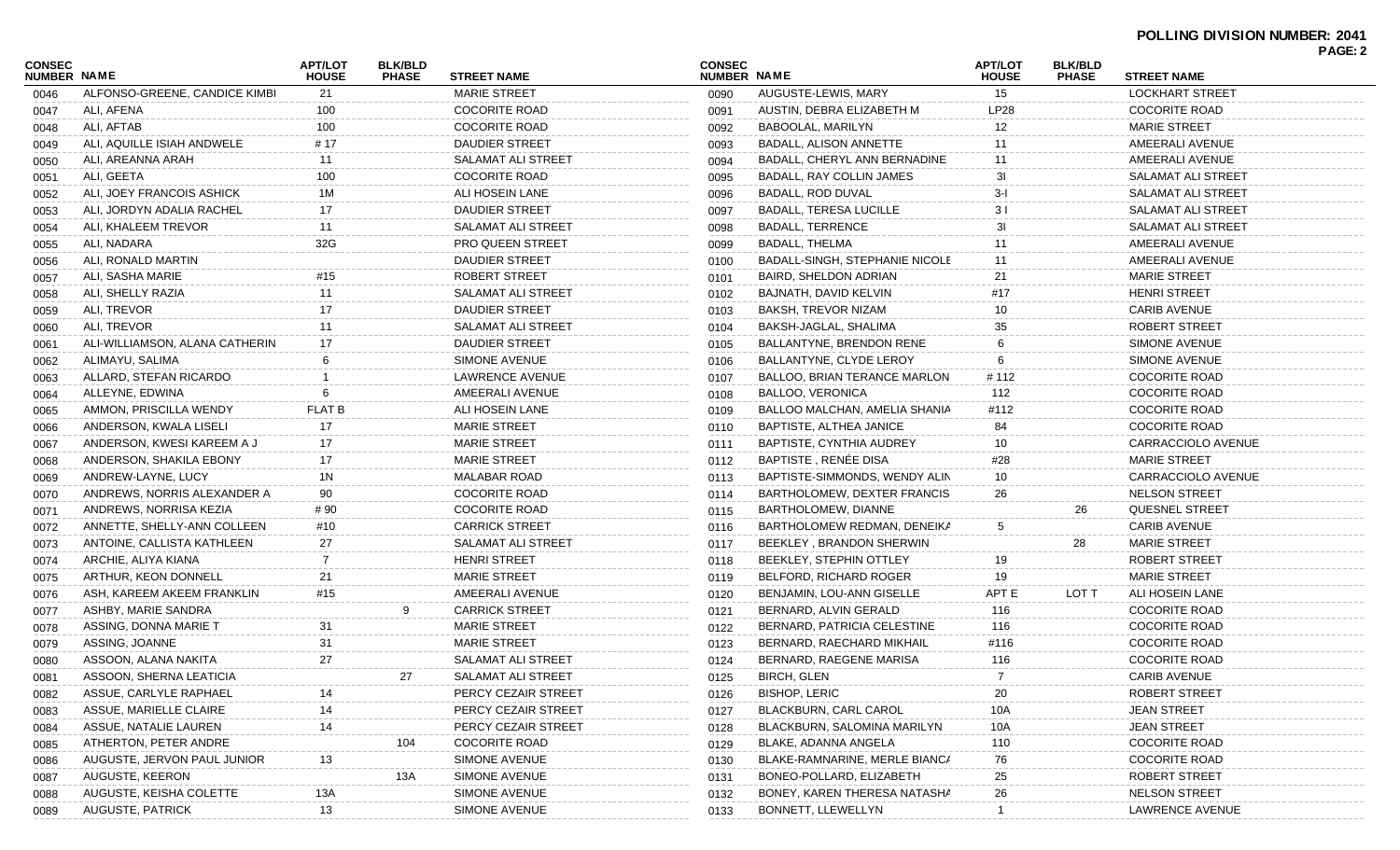**POLLING DIVISION NUMBER: 2041**

| CONSEC NUMBER | NAME | APT/LOT HOUSE | BLK/BLD PHASE | STREET NAME |
|---|---|---|---|---|
| 0046 | ALFONSO-GREENE, CANDICE KIMBI | 21 | | MARIE STREET |
| 0047 | ALI, AFENA | 100 | | COCORITE ROAD |
| 0048 | ALI, AFTAB | 100 | | COCORITE ROAD |
| 0049 | ALI, AQUILLE ISIAH ANDWELE | # 17 | | DAUDIER STREET |
| 0050 | ALI, AREANNA ARAH | 11 | | SALAMAT ALI STREET |
| 0051 | ALI, GEETA | 100 | | COCORITE ROAD |
| 0052 | ALI, JOEY FRANCOIS ASHICK | 1M | | ALI HOSEIN LANE |
| 0053 | ALI, JORDYN ADALIA RACHEL | 17 | | DAUDIER STREET |
| 0054 | ALI, KHALEEM TREVOR | 11 | | SALAMAT ALI STREET |
| 0055 | ALI, NADARA | 32G | | PRO QUEEN STREET |
| 0056 | ALI, RONALD MARTIN | | | DAUDIER STREET |
| 0057 | ALI, SASHA MARIE | #15 | | ROBERT STREET |
| 0058 | ALI, SHELLY RAZIA | 11 | | SALAMAT ALI STREET |
| 0059 | ALI, TREVOR | 17 | | DAUDIER STREET |
| 0060 | ALI, TREVOR | 11 | | SALAMAT ALI STREET |
| 0061 | ALI-WILLIAMSON, ALANA CATHERIN | 17 | | DAUDIER STREET |
| 0062 | ALIMAYU, SALIMA | 6 | | SIMONE AVENUE |
| 0063 | ALLARD, STEFAN RICARDO | 1 | | LAWRENCE AVENUE |
| 0064 | ALLEYNE, EDWINA | 6 | | AMEERALI AVENUE |
| 0065 | AMMON, PRISCILLA WENDY | FLAT B | | ALI HOSEIN LANE |
| 0066 | ANDERSON, KWALA LISELI | 17 | | MARIE STREET |
| 0067 | ANDERSON, KWESI KAREEM A J | 17 | | MARIE STREET |
| 0068 | ANDERSON, SHAKILA EBONY | 17 | | MARIE STREET |
| 0069 | ANDREW-LAYNE, LUCY | 1N | | MALABAR ROAD |
| 0070 | ANDREWS, NORRIS ALEXANDER A | 90 | | COCORITE ROAD |
| 0071 | ANDREWS, NORRISA KEZIA | # 90 | | COCORITE ROAD |
| 0072 | ANNETTE, SHELLY-ANN COLLEEN | #10 | | CARRICK STREET |
| 0073 | ANTOINE, CALLISTA KATHLEEN | 27 | | SALAMAT ALI STREET |
| 0074 | ARCHIE, ALIYA KIANA | 7 | | HENRI STREET |
| 0075 | ARTHUR, KEON DONNELL | 21 | | MARIE STREET |
| 0076 | ASH, KAREEM AKEEM FRANKLIN | #15 | | AMEERALI AVENUE |
| 0077 | ASHBY, MARIE SANDRA | | 9 | CARRICK STREET |
| 0078 | ASSING, DONNA MARIE T | 31 | | MARIE STREET |
| 0079 | ASSING, JOANNE | 31 | | MARIE STREET |
| 0080 | ASSOON, ALANA NAKITA | 27 | | SALAMAT ALI STREET |
| 0081 | ASSOON, SHERNA LEATICIA | | 27 | SALAMAT ALI STREET |
| 0082 | ASSUE, CARLYLE RAPHAEL | 14 | | PERCY CEZAIR STREET |
| 0083 | ASSUE, MARIELLE CLAIRE | 14 | | PERCY CEZAIR STREET |
| 0084 | ASSUE, NATALIE LAUREN | 14 | | PERCY CEZAIR STREET |
| 0085 | ATHERTON, PETER ANDRE | | 104 | COCORITE ROAD |
| 0086 | AUGUSTE, JERVON PAUL JUNIOR | 13 | | SIMONE AVENUE |
| 0087 | AUGUSTE, KEERON | | 13A | SIMONE AVENUE |
| 0088 | AUGUSTE, KEISHA COLETTE | 13A | | SIMONE AVENUE |
| 0089 | AUGUSTE, PATRICK | 13 | | SIMONE AVENUE |
| 0090 | AUGUSTE-LEWIS, MARY | 15 | | LOCKHART STREET |
| 0091 | AUSTIN, DEBRA ELIZABETH M | LP28 | | COCORITE ROAD |
| 0092 | BABOOLAL, MARILYN | 12 | | MARIE STREET |
| 0093 | BADALL, ALISON ANNETTE | 11 | | AMEERALI AVENUE |
| 0094 | BADALL, CHERYL ANN BERNADINE | 11 | | AMEERALI AVENUE |
| 0095 | BADALL, RAY COLLIN JAMES | 3I | | SALAMAT ALI STREET |
| 0096 | BADALL, ROD DUVAL | 3-I | | SALAMAT ALI STREET |
| 0097 | BADALL, TERESA LUCILLE | 3 I | | SALAMAT ALI STREET |
| 0098 | BADALL, TERRENCE | 3I | | SALAMAT ALI STREET |
| 0099 | BADALL, THELMA | 11 | | AMEERALI AVENUE |
| 0100 | BADALL-SINGH, STEPHANIE NICOLE | 11 | | AMEERALI AVENUE |
| 0101 | BAIRD, SHELDON ADRIAN | 21 | | MARIE STREET |
| 0102 | BAJNATH, DAVID KELVIN | #17 | | HENRI STREET |
| 0103 | BAKSH, TREVOR NIZAM | 10 | | CARIB AVENUE |
| 0104 | BAKSH-JAGLAL, SHALIMA | 35 | | ROBERT STREET |
| 0105 | BALLANTYNE, BRENDON RENE | 6 | | SIMONE AVENUE |
| 0106 | BALLANTYNE, CLYDE LEROY | 6 | | SIMONE AVENUE |
| 0107 | BALLOO, BRIAN TERANCE MARLON | # 112 | | COCORITE ROAD |
| 0108 | BALLOO, VERONICA | 112 | | COCORITE ROAD |
| 0109 | BALLOO MALCHAN, AMELIA SHANIA | #112 | | COCORITE ROAD |
| 0110 | BAPTISTE, ALTHEA JANICE | 84 | | COCORITE ROAD |
| 0111 | BAPTISTE, CYNTHIA AUDREY | 10 | | CARRACCIOLO AVENUE |
| 0112 | BAPTISTE , RENÉE DISA | #28 | | MARIE STREET |
| 0113 | BAPTISTE-SIMMONDS, WENDY ALIN | 10 | | CARRACCIOLO AVENUE |
| 0114 | BARTHOLOMEW, DEXTER FRANCIS | 26 | | NELSON STREET |
| 0115 | BARTHOLOMEW, DIANNE | | 26 | QUESNEL STREET |
| 0116 | BARTHOLOMEW REDMAN, DENEIKA | 5 | | CARIB AVENUE |
| 0117 | BEEKLEY , BRANDON SHERWIN | | 28 | MARIE STREET |
| 0118 | BEEKLEY, STEPHIN OTTLEY | 19 | | ROBERT STREET |
| 0119 | BELFORD, RICHARD ROGER | 19 | | MARIE STREET |
| 0120 | BENJAMIN, LOU-ANN GISELLE | APT E | LOT T | ALI HOSEIN LANE |
| 0121 | BERNARD, ALVIN GERALD | 116 | | COCORITE ROAD |
| 0122 | BERNARD, PATRICIA CELESTINE | 116 | | COCORITE ROAD |
| 0123 | BERNARD, RAECHARD MIKHAIL | #116 | | COCORITE ROAD |
| 0124 | BERNARD, RAEGENE MARISA | 116 | | COCORITE ROAD |
| 0125 | BIRCH, GLEN | 7 | | CARIB AVENUE |
| 0126 | BISHOP, LERIC | 20 | | ROBERT STREET |
| 0127 | BLACKBURN, CARL CAROL | 10A | | JEAN STREET |
| 0128 | BLACKBURN, SALOMINA MARILYN | 10A | | JEAN STREET |
| 0129 | BLAKE, ADANNA ANGELA | 110 | | COCORITE ROAD |
| 0130 | BLAKE-RAMNARINE, MERLE BIANCA | 76 | | COCORITE ROAD |
| 0131 | BONEO-POLLARD, ELIZABETH | 25 | | ROBERT STREET |
| 0132 | BONEY, KAREN THERESA NATASHA | 26 | | NELSON STREET |
| 0133 | BONNETT, LLEWELLYN | 1 | | LAWRENCE AVENUE |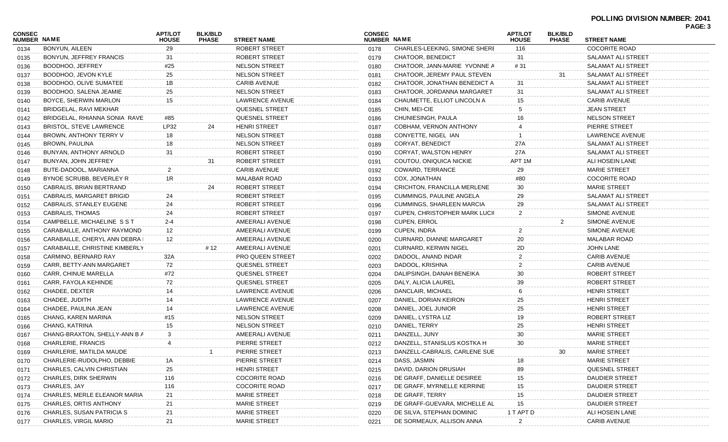**POLLING DIVISION NUMBER: 2041**

| CONSEC NUMBER | NAME | APT/LOT HOUSE | BLK/BLD PHASE | STREET NAME |
|---|---|---|---|---|
| 0134 | BONYUN, AILEEN | 29 | | ROBERT STREET |
| 0135 | BONYUN, JEFFREY FRANCIS | 31 | | ROBERT STREET |
| 0136 | BOODHOO, JEFFREY | #25 | | NELSON STREET |
| 0137 | BOODHOO, JEVON KYLE | 25 | | NELSON STREET |
| 0138 | BOODHOO, OLIVE SUMATEE | 1B | | CARIB AVENUE |
| 0139 | BOODHOO, SALENA JEAMIE | 25 | | NELSON STREET |
| 0140 | BOYCE, SHERWIN MARLON | 15 | | LAWRENCE AVENUE |
| 0141 | BRIDGELAL, RAVI MEKHAR | | | QUESNEL STREET |
| 0142 | BRIDGELAL, RHIANNA SONIA RAVE | #85 | | QUESNEL STREET |
| 0143 | BRISTOL, STEVE LAWRENCE | LP32 | 24 | HENRI STREET |
| 0144 | BROWN, ANTHONY TERRY V | 18 | | NELSON STREET |
| 0145 | BROWN, PAULINA | 18 | | NELSON STREET |
| 0146 | BUNYAN, ANTHONY ARNOLD | 31 | | ROBERT STREET |
| 0147 | BUNYAN, JOHN JEFFREY | | 31 | ROBERT STREET |
| 0148 | BUTE-DADOOL, MARIANNA | 2 | | CARIB AVENUE |
| 0149 | BYNOE SCRUBB, BEVERLEY R | 1R | | MALABAR ROAD |
| 0150 | CABRALIS, BRIAN BERTRAND | | 24 | ROBERT STREET |
| 0151 | CABRALIS, MARGARET BRIGID | 24 | | ROBERT STREET |
| 0152 | CABRALIS, STANLEY EUGENE | 24 | | ROBERT STREET |
| 0153 | CABRALIS, THOMAS | 24 | | ROBERT STREET |
| 0154 | CAMPBELLE, MICHAELINE S S T | 2-4 | | AMEERALI AVENUE |
| 0155 | CARABAILLE, ANTHONY RAYMOND | 12 | | AMEERALI AVENUE |
| 0156 | CARABAILLE, CHERYL ANN DEBRA I | 12 | | AMEERALI AVENUE |
| 0157 | CARABAILLE, CHRISTINE KIMBERLY | | # 12 | AMEERALI AVENUE |
| 0158 | CARMINO, BERNARD RAY | 32A | | PRO QUEEN STREET |
| 0159 | CARR, BETTY-ANN MARGARET | 72 | | QUESNEL STREET |
| 0160 | CARR, CHINUE MARELLA | #72 | | QUESNEL STREET |
| 0161 | CARR, FAYOLA KEHINDE | 72 | | QUESNEL STREET |
| 0162 | CHADEE, DEXTER | 14 | | LAWRENCE AVENUE |
| 0163 | CHADEE, JUDITH | 14 | | LAWRENCE AVENUE |
| 0164 | CHADEE, PAULINA JEAN | 14 | | LAWRENCE AVENUE |
| 0165 | CHANG, KAREN MARINA | #15 | | NELSON STREET |
| 0166 | CHANG, KATRINA | 15 | | NELSON STREET |
| 0167 | CHANG-BRAXTON, SHELLY-ANN B A | 3 | | AMEERALI AVENUE |
| 0168 | CHARLERIE, FRANCIS | 4 | | PIERRE STREET |
| 0169 | CHARLERIE, MATILDA MAUDE | | 1 | PIERRE STREET |
| 0170 | CHARLERIE-RUDOLPHO, DEBBIE | 1A | | PIERRE STREET |
| 0171 | CHARLES, CALVIN CHRISTIAN | 25 | | HENRI STREET |
| 0172 | CHARLES, DIRK SHERWIN | 116 | | COCORITE ROAD |
| 0173 | CHARLES, JAY | 116 | | COCORITE ROAD |
| 0174 | CHARLES, MERLE ELEANOR MARIA | 21 | | MARIE STREET |
| 0175 | CHARLES, ORTIS ANTHONY | 21 | | MARIE STREET |
| 0176 | CHARLES, SUSAN PATRICIA S | 21 | | MARIE STREET |
| 0177 | CHARLES, VIRGIL MARIO | 21 | | MARIE STREET |
| 0178 | CHARLES-LEEKING, SIMONE SHERI | 116 | | COCORITE ROAD |
| 0179 | CHATOOR, BENEDICT | 31 | | SALAMAT ALI STREET |
| 0180 | CHATOOR, JANN-MARIE YVONNE A | # 31 | | SALAMAT ALI STREET |
| 0181 | CHATOOR, JEREMY PAUL STEVEN | | 31 | SALAMAT ALI STREET |
| 0182 | CHATOOR, JONATHAN BENEDICT A | 31 | | SALAMAT ALI STREET |
| 0183 | CHATOOR, JORDANNA MARGARET | 31 | | SALAMAT ALI STREET |
| 0184 | CHAUMETTE, ELLIOT LINCOLN A | 15 | | CARIB AVENUE |
| 0185 | CHIN, MEI-CIE | 5 | | JEAN STREET |
| 0186 | CHUNIESINGH, PAULA | 16 | | NELSON STREET |
| 0187 | COBHAM, VERNON ANTHONY | 4 | | PIERRE STREET |
| 0188 | CONYETTE, NIGEL IAN | 1 | | LAWRENCE AVENUE |
| 0189 | CORYAT, BENEDICT | 27A | | SALAMAT ALI STREET |
| 0190 | CORYAT, WALSTON HENRY | 27A | | SALAMAT ALI STREET |
| 0191 | COUTOU, ONIQUICA NICKIE | APT 1M | | ALI HOSEIN LANE |
| 0192 | COWARD, TERRANCE | 29 | | MARIE STREET |
| 0193 | COX, JONATHAN | #80 | | COCORITE ROAD |
| 0194 | CRICHTON, FRANCILLA MERLENE | 30 | | MARIE STREET |
| 0195 | CUMMINGS, PAULINE ANGELA | 29 | | SALAMAT ALI STREET |
| 0196 | CUMMINGS, SHARLEEN MARCIA | 29 | | SALAMAT ALI STREET |
| 0197 | CUPEN, CHRISTOPHER MARK LUCII | 2 | | SIMONE AVENUE |
| 0198 | CUPEN, ERROL | | 2 | SIMONE AVENUE |
| 0199 | CUPEN, INDRA | 2 | | SIMONE AVENUE |
| 0200 | CURNARD, DIANNE MARGARET | 20 | | MALABAR ROAD |
| 0201 | CURNARD, KERWIN NIGEL | 2D | | JOHN LANE |
| 0202 | DADOOL, ANAND INDAR | 2 | | CARIB AVENUE |
| 0203 | DADOOL, KRISHNA | 2 | | CARIB AVENUE |
| 0204 | DALIPSINGH, DANAH BENEIKA | 30 | | ROBERT STREET |
| 0205 | DALY, ALICIA LAUREL | 39 | | ROBERT STREET |
| 0206 | DANCLAIR, MICHAEL | 6 | | HENRI STREET |
| 0207 | DANIEL, DORIAN KEIRON | 25 | | HENRI STREET |
| 0208 | DANIEL, JOEL JUNIOR | 25 | | HENRI STREET |
| 0209 | DANIEL, LYSTRA LIZ | 19 | | ROBERT STREET |
| 0210 | DANIEL, TERRY | 25 | | HENRI STREET |
| 0211 | DANZELL, JUNY | 30 | | MARIE STREET |
| 0212 | DANZELL, STANISLUS KOSTKA H | 30 | | MARIE STREET |
| 0213 | DANZELL-CABRALIS, CARLENE SUE | | 30 | MARIE STREET |
| 0214 | DASS, JASMIN | 18 | | MARIE STREET |
| 0215 | DAVID, DARION DRUSIAH | 89 | | QUESNEL STREET |
| 0216 | DE GRAFF, DANIELLE DESIREE | 15 | | DAUDIER STREET |
| 0217 | DE GRAFF, MYRNELLE KERRINE | 15 | | DAUDIER STREET |
| 0218 | DE GRAFF, TERRY | 15 | | DAUDIER STREET |
| 0219 | DE GRAFF-GUEVARA, MICHELLE AL | 15 | | DAUDIER STREET |
| 0220 | DE SILVA, STEPHAN DOMINIC | 1 T APT D | | ALI HOSEIN LANE |
| 0221 | DE SORMEAUX, ALLISON ANNA | 2 | | CARIB AVENUE |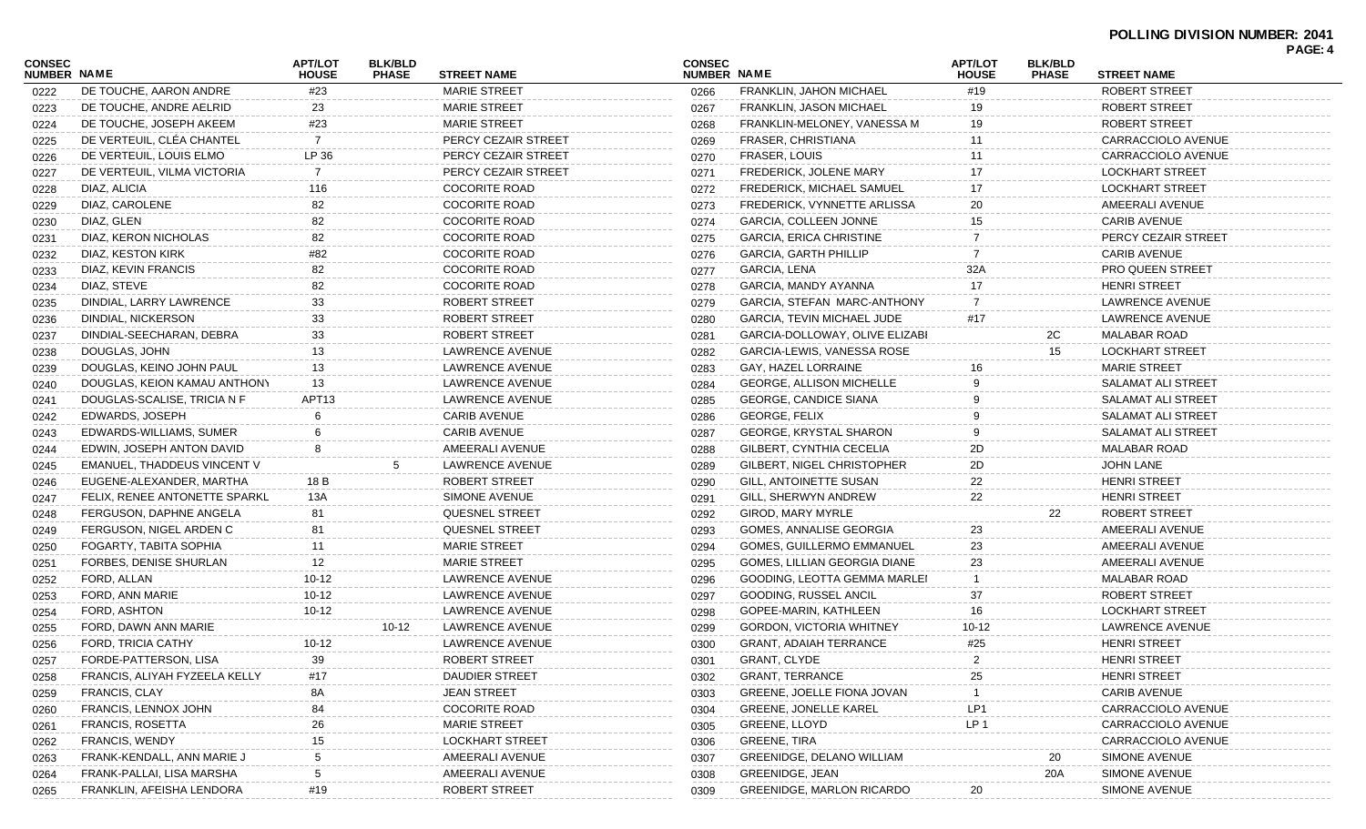**POLLING DIVISION NUMBER: 2041**

| CONSEC NUMBER | NAME | APT/LOT HOUSE | BLK/BLD PHASE | STREET NAME |
|---|---|---|---|---|
| 0222 | DE TOUCHE, AARON ANDRE | #23 | | MARIE STREET |
| 0223 | DE TOUCHE, ANDRE AELRID | 23 | | MARIE STREET |
| 0224 | DE TOUCHE, JOSEPH AKEEM | #23 | | MARIE STREET |
| 0225 | DE VERTEUIL, CLÉA CHANTEL | 7 | | PERCY CEZAIR STREET |
| 0226 | DE VERTEUIL, LOUIS ELMO | LP 36 | | PERCY CEZAIR STREET |
| 0227 | DE VERTEUIL, VILMA VICTORIA | 7 | | PERCY CEZAIR STREET |
| 0228 | DIAZ, ALICIA | 116 | | COCORITE ROAD |
| 0229 | DIAZ, CAROLENE | 82 | | COCORITE ROAD |
| 0230 | DIAZ, GLEN | 82 | | COCORITE ROAD |
| 0231 | DIAZ, KERON NICHOLAS | 82 | | COCORITE ROAD |
| 0232 | DIAZ, KESTON KIRK | #82 | | COCORITE ROAD |
| 0233 | DIAZ, KEVIN FRANCIS | 82 | | COCORITE ROAD |
| 0234 | DIAZ, STEVE | 82 | | COCORITE ROAD |
| 0235 | DINDIAL, LARRY LAWRENCE | 33 | | ROBERT STREET |
| 0236 | DINDIAL, NICKERSON | 33 | | ROBERT STREET |
| 0237 | DINDIAL-SEECHARAN, DEBRA | 33 | | ROBERT STREET |
| 0238 | DOUGLAS, JOHN | 13 | | LAWRENCE AVENUE |
| 0239 | DOUGLAS, KEINO JOHN PAUL | 13 | | LAWRENCE AVENUE |
| 0240 | DOUGLAS, KEION KAMAU ANTHONY | 13 | | LAWRENCE AVENUE |
| 0241 | DOUGLAS-SCALISE, TRICIA N F | APT13 | | LAWRENCE AVENUE |
| 0242 | EDWARDS, JOSEPH | 6 | | CARIB AVENUE |
| 0243 | EDWARDS-WILLIAMS, SUMER | 6 | | CARIB AVENUE |
| 0244 | EDWIN, JOSEPH ANTON DAVID | 8 | | AMEERALI AVENUE |
| 0245 | EMANUEL, THADDEUS VINCENT V | | 5 | LAWRENCE AVENUE |
| 0246 | EUGENE-ALEXANDER, MARTHA | 18 B | | ROBERT STREET |
| 0247 | FELIX, RENEE ANTONETTE SPARKL | 13A | | SIMONE AVENUE |
| 0248 | FERGUSON, DAPHNE ANGELA | 81 | | QUESNEL STREET |
| 0249 | FERGUSON, NIGEL ARDEN C | 81 | | QUESNEL STREET |
| 0250 | FOGARTY, TABITA SOPHIA | 11 | | MARIE STREET |
| 0251 | FORBES, DENISE SHURLAN | 12 | | MARIE STREET |
| 0252 | FORD, ALLAN | 10-12 | | LAWRENCE AVENUE |
| 0253 | FORD, ANN MARIE | 10-12 | | LAWRENCE AVENUE |
| 0254 | FORD, ASHTON | 10-12 | | LAWRENCE AVENUE |
| 0255 | FORD, DAWN ANN MARIE | | 10-12 | LAWRENCE AVENUE |
| 0256 | FORD, TRICIA CATHY | 10-12 | | LAWRENCE AVENUE |
| 0257 | FORDE-PATTERSON, LISA | 39 | | ROBERT STREET |
| 0258 | FRANCIS, ALIYAH FYZEELA KELLY | #17 | | DAUDIER STREET |
| 0259 | FRANCIS, CLAY | 8A | | JEAN STREET |
| 0260 | FRANCIS, LENNOX JOHN | 84 | | COCORITE ROAD |
| 0261 | FRANCIS, ROSETTA | 26 | | MARIE STREET |
| 0262 | FRANCIS, WENDY | 15 | | LOCKHART STREET |
| 0263 | FRANK-KENDALL, ANN MARIE J | 5 | | AMEERALI AVENUE |
| 0264 | FRANK-PALLAI, LISA MARSHA | 5 | | AMEERALI AVENUE |
| 0265 | FRANKLIN, AFEISHA LENDORA | #19 | | ROBERT STREET |
| 0266 | FRANKLIN, JAHON MICHAEL | #19 | | ROBERT STREET |
| 0267 | FRANKLIN, JASON MICHAEL | 19 | | ROBERT STREET |
| 0268 | FRANKLIN-MELONEY, VANESSA M | 19 | | ROBERT STREET |
| 0269 | FRASER, CHRISTIANA | 11 | | CARRACCIOLO AVENUE |
| 0270 | FRASER, LOUIS | 11 | | CARRACCIOLO AVENUE |
| 0271 | FREDERICK, JOLENE MARY | 17 | | LOCKHART STREET |
| 0272 | FREDERICK, MICHAEL SAMUEL | 17 | | LOCKHART STREET |
| 0273 | FREDERICK, VYNNETTE ARLISSA | 20 | | AMEERALI AVENUE |
| 0274 | GARCIA, COLLEEN JONNE | 15 | | CARIB AVENUE |
| 0275 | GARCIA, ERICA CHRISTINE | 7 | | PERCY CEZAIR STREET |
| 0276 | GARCIA, GARTH PHILLIP | 7 | | CARIB AVENUE |
| 0277 | GARCIA, LENA | 32A | | PRO QUEEN STREET |
| 0278 | GARCIA, MANDY AYANNA | 17 | | HENRI STREET |
| 0279 | GARCIA, STEFAN MARC-ANTHONY | 7 | | LAWRENCE AVENUE |
| 0280 | GARCIA, TEVIN MICHAEL JUDE | #17 | | LAWRENCE AVENUE |
| 0281 | GARCIA-DOLLOWAY, OLIVE ELIZABI | | 2C | MALABAR ROAD |
| 0282 | GARCIA-LEWIS, VANESSA ROSE | | 15 | LOCKHART STREET |
| 0283 | GAY, HAZEL LORRAINE | 16 | | MARIE STREET |
| 0284 | GEORGE, ALLISON MICHELLE | 9 | | SALAMAT ALI STREET |
| 0285 | GEORGE, CANDICE SIANA | 9 | | SALAMAT ALI STREET |
| 0286 | GEORGE, FELIX | 9 | | SALAMAT ALI STREET |
| 0287 | GEORGE, KRYSTAL SHARON | 9 | | SALAMAT ALI STREET |
| 0288 | GILBERT, CYNTHIA CECELIA | 2D | | MALABAR ROAD |
| 0289 | GILBERT, NIGEL CHRISTOPHER | 2D | | JOHN LANE |
| 0290 | GILL, ANTOINETTE SUSAN | 22 | | HENRI STREET |
| 0291 | GILL, SHERWYN ANDREW | 22 | | HENRI STREET |
| 0292 | GIROD, MARY MYRLE | | 22 | ROBERT STREET |
| 0293 | GOMES, ANNALISE GEORGIA | 23 | | AMEERALI AVENUE |
| 0294 | GOMES, GUILLERMO EMMANUEL | 23 | | AMEERALI AVENUE |
| 0295 | GOMES, LILLIAN GEORGIA DIANE | 23 | | AMEERALI AVENUE |
| 0296 | GOODING, LEOTTA GEMMA MARLEI | 1 | | MALABAR ROAD |
| 0297 | GOODING, RUSSEL ANCIL | 37 | | ROBERT STREET |
| 0298 | GOPEE-MARIN, KATHLEEN | 16 | | LOCKHART STREET |
| 0299 | GORDON, VICTORIA WHITNEY | 10-12 | | LAWRENCE AVENUE |
| 0300 | GRANT, ADAIAH TERRANCE | #25 | | HENRI STREET |
| 0301 | GRANT, CLYDE | 2 | | HENRI STREET |
| 0302 | GRANT, TERRANCE | 25 | | HENRI STREET |
| 0303 | GREENE, JOELLE FIONA JOVAN | 1 | | CARIB AVENUE |
| 0304 | GREENE, JONELLE KAREL | LP1 | | CARRACCIOLO AVENUE |
| 0305 | GREENE, LLOYD | LP 1 | | CARRACCIOLO AVENUE |
| 0306 | GREENE, TIRA | | | CARRACCIOLO AVENUE |
| 0307 | GREENIDGE, DELANO WILLIAM | | 20 | SIMONE AVENUE |
| 0308 | GREENIDGE, JEAN | | 20A | SIMONE AVENUE |
| 0309 | GREENIDGE, MARLON RICARDO | 20 | | SIMONE AVENUE |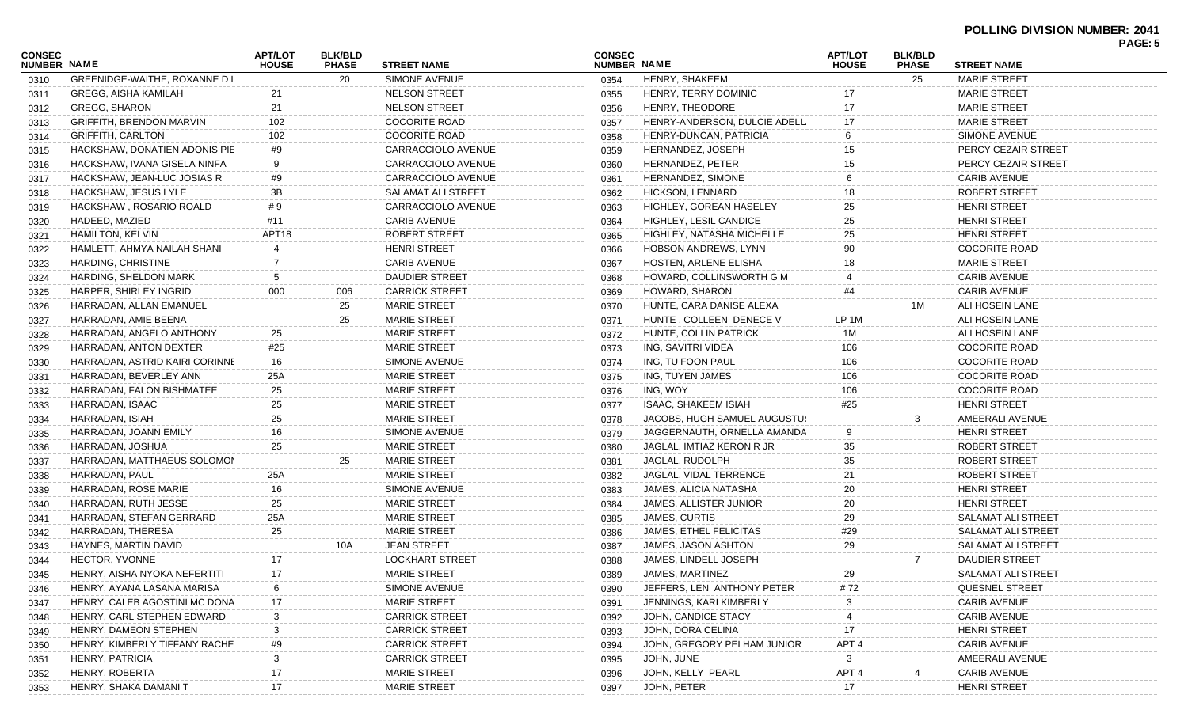# POLLING DIVISION NUMBER: 2041

| CONSEC NUMBER | NAME | APT/LOT HOUSE | BLK/BLD PHASE | STREET NAME |
|---|---|---|---|---|
| 0310 | GREENIDGE-WAITHE, ROXANNE D L | | 20 | SIMONE AVENUE |
| 0311 | GREGG, AISHA KAMILAH | 21 | | NELSON STREET |
| 0312 | GREGG, SHARON | 21 | | NELSON STREET |
| 0313 | GRIFFITH, BRENDON MARVIN | 102 | | COCORITE ROAD |
| 0314 | GRIFFITH, CARLTON | 102 | | COCORITE ROAD |
| 0315 | HACKSHAW, DONATIEN ADONIS PIE | #9 | | CARRACCIOLO AVENUE |
| 0316 | HACKSHAW, IVANA GISELA NINFA | 9 | | CARRACCIOLO AVENUE |
| 0317 | HACKSHAW, JEAN-LUC JOSIAS R | #9 | | CARRACCIOLO AVENUE |
| 0318 | HACKSHAW, JESUS LYLE | 3B | | SALAMAT ALI STREET |
| 0319 | HACKSHAW , ROSARIO ROALD | # 9 | | CARRACCIOLO AVENUE |
| 0320 | HADEED, MAZIED | #11 | | CARIB AVENUE |
| 0321 | HAMILTON, KELVIN | APT18 | | ROBERT STREET |
| 0322 | HAMLETT, AHMYA NAILAH SHANI | 4 | | HENRI STREET |
| 0323 | HARDING, CHRISTINE | 7 | | CARIB AVENUE |
| 0324 | HARDING, SHELDON MARK | 5 | | DAUDIER STREET |
| 0325 | HARPER, SHIRLEY INGRID | 000 | 006 | CARRICK STREET |
| 0326 | HARRADAN, ALLAN EMANUEL | | 25 | MARIE STREET |
| 0327 | HARRADAN, AMIE BEENA | | 25 | MARIE STREET |
| 0328 | HARRADAN, ANGELO ANTHONY | 25 | | MARIE STREET |
| 0329 | HARRADAN, ANTON DEXTER | #25 | | MARIE STREET |
| 0330 | HARRADAN, ASTRID KAIRI CORINNE | 16 | | SIMONE AVENUE |
| 0331 | HARRADAN, BEVERLEY ANN | 25A | | MARIE STREET |
| 0332 | HARRADAN, FALON BISHMATEE | 25 | | MARIE STREET |
| 0333 | HARRADAN, ISAAC | 25 | | MARIE STREET |
| 0334 | HARRADAN, ISIAH | 25 | | MARIE STREET |
| 0335 | HARRADAN, JOANN EMILY | 16 | | SIMONE AVENUE |
| 0336 | HARRADAN, JOSHUA | 25 | | MARIE STREET |
| 0337 | HARRADAN, MATTHAEUS SOLOMON | | 25 | MARIE STREET |
| 0338 | HARRADAN, PAUL | 25A | | MARIE STREET |
| 0339 | HARRADAN, ROSE MARIE | 16 | | SIMONE AVENUE |
| 0340 | HARRADAN, RUTH JESSE | 25 | | MARIE STREET |
| 0341 | HARRADAN, STEFAN GERRARD | 25A | | MARIE STREET |
| 0342 | HARRADAN, THERESA | 25 | | MARIE STREET |
| 0343 | HAYNES, MARTIN DAVID | | 10A | JEAN STREET |
| 0344 | HECTOR, YVONNE | 17 | | LOCKHART STREET |
| 0345 | HENRY, AISHA NYOKA NEFERTITI | 17 | | MARIE STREET |
| 0346 | HENRY, AYANA LASANA MARISA | 6 | | SIMONE AVENUE |
| 0347 | HENRY, CALEB AGOSTINI MC DONA | 17 | | MARIE STREET |
| 0348 | HENRY, CARL STEPHEN EDWARD | 3 | | CARRICK STREET |
| 0349 | HENRY, DAMEON STEPHEN | 3 | | CARRICK STREET |
| 0350 | HENRY, KIMBERLY TIFFANY RACHE | #9 | | CARRICK STREET |
| 0351 | HENRY, PATRICIA | 3 | | CARRICK STREET |
| 0352 | HENRY, ROBERTA | 17 | | MARIE STREET |
| 0353 | HENRY, SHAKA DAMANI T | 17 | | MARIE STREET |
| 0354 | HENRY, SHAKEEM | | 25 | MARIE STREET |
| 0355 | HENRY, TERRY DOMINIC | 17 | | MARIE STREET |
| 0356 | HENRY, THEODORE | 17 | | MARIE STREET |
| 0357 | HENRY-ANDERSON, DULCIE ADELL | 17 | | MARIE STREET |
| 0358 | HENRY-DUNCAN, PATRICIA | 6 | | SIMONE AVENUE |
| 0359 | HERNANDEZ, JOSEPH | 15 | | PERCY CEZAIR STREET |
| 0360 | HERNANDEZ, PETER | 15 | | PERCY CEZAIR STREET |
| 0361 | HERNANDEZ, SIMONE | 6 | | CARIB AVENUE |
| 0362 | HICKSON, LENNARD | 18 | | ROBERT STREET |
| 0363 | HIGHLEY, GOREAN HASELEY | 25 | | HENRI STREET |
| 0364 | HIGHLEY, LESIL CANDICE | 25 | | HENRI STREET |
| 0365 | HIGHLEY, NATASHA MICHELLE | 25 | | HENRI STREET |
| 0366 | HOBSON ANDREWS, LYNN | 90 | | COCORITE ROAD |
| 0367 | HOSTEN, ARLENE ELISHA | 18 | | MARIE STREET |
| 0368 | HOWARD, COLLINSWORTH G M | 4 | | CARIB AVENUE |
| 0369 | HOWARD, SHARON | #4 | | CARIB AVENUE |
| 0370 | HUNTE, CARA DANISE ALEXA | | 1M | ALI HOSEIN LANE |
| 0371 | HUNTE , COLLEEN DENECE V | LP 1M | | ALI HOSEIN LANE |
| 0372 | HUNTE, COLLIN PATRICK | 1M | | ALI HOSEIN LANE |
| 0373 | ING, SAVITRI VIDEA | 106 | | COCORITE ROAD |
| 0374 | ING, TU FOON PAUL | 106 | | COCORITE ROAD |
| 0375 | ING, TUYEN JAMES | 106 | | COCORITE ROAD |
| 0376 | ING, WOY | 106 | | COCORITE ROAD |
| 0377 | ISAAC, SHAKEEM ISIAH | #25 | | HENRI STREET |
| 0378 | JACOBS, HUGH SAMUEL AUGUSTUS | | 3 | AMEERALI AVENUE |
| 0379 | JAGGERNAUTH, ORNELLA AMANDA | 9 | | HENRI STREET |
| 0380 | JAGLAL, IMTIAZ KERON R JR | 35 | | ROBERT STREET |
| 0381 | JAGLAL, RUDOLPH | 35 | | ROBERT STREET |
| 0382 | JAGLAL, VIDAL TERRENCE | 21 | | ROBERT STREET |
| 0383 | JAMES, ALICIA NATASHA | 20 | | HENRI STREET |
| 0384 | JAMES, ALLISTER JUNIOR | 20 | | HENRI STREET |
| 0385 | JAMES, CURTIS | 29 | | SALAMAT ALI STREET |
| 0386 | JAMES, ETHEL FELICITAS | #29 | | SALAMAT ALI STREET |
| 0387 | JAMES, JASON ASHTON | 29 | | SALAMAT ALI STREET |
| 0388 | JAMES, LINDELL JOSEPH | | 7 | DAUDIER STREET |
| 0389 | JAMES, MARTINEZ | 29 | | SALAMAT ALI STREET |
| 0390 | JEFFERS, LEN ANTHONY PETER | # 72 | | QUESNEL STREET |
| 0391 | JENNINGS, KARI KIMBERLY | 3 | | CARIB AVENUE |
| 0392 | JOHN, CANDICE STACY | 4 | | CARIB AVENUE |
| 0393 | JOHN, DORA CELINA | 17 | | HENRI STREET |
| 0394 | JOHN, GREGORY PELHAM JUNIOR | APT 4 | | CARIB AVENUE |
| 0395 | JOHN, JUNE | 3 | | AMEERALI AVENUE |
| 0396 | JOHN, KELLY PEARL | APT 4 | 4 | CARIB AVENUE |
| 0397 | JOHN, PETER | 17 | | HENRI STREET |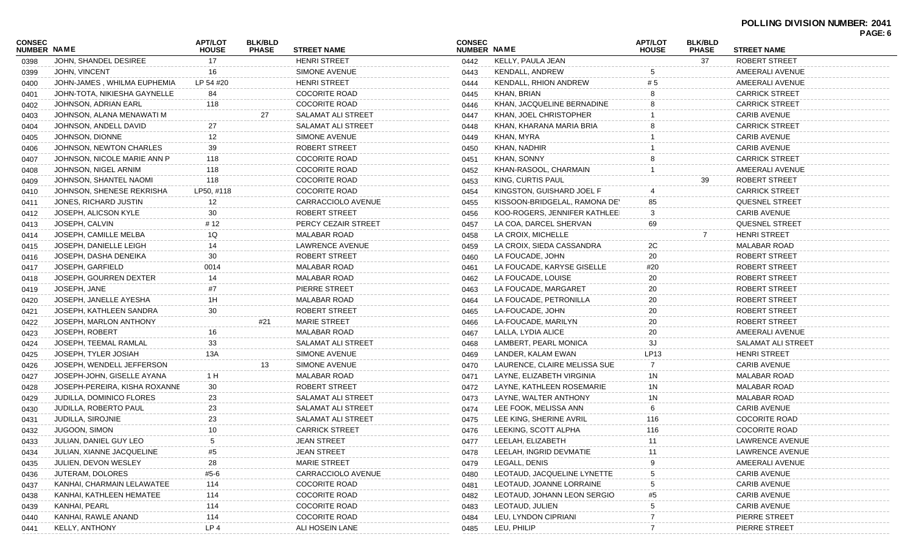**POLLING DIVISION NUMBER: 2041**

| CONSEC NUMBER | NAME | APT/LOT HOUSE | BLK/BLD PHASE | STREET NAME |
|---|---|---|---|---|
| 0398 | JOHN, SHANDEL DESIREE | 17 | | HENRI STREET |
| 0399 | JOHN, VINCENT | 16 | | SIMONE AVENUE |
| 0400 | JOHN-JAMES , WHILMA EUPHEMIA | LP 54 #20 | | HENRI STREET |
| 0401 | JOHN-TOTA, NIKIESHA GAYNELLE | 84 | | COCORITE ROAD |
| 0402 | JOHNSON, ADRIAN EARL | 118 | | COCORITE ROAD |
| 0403 | JOHNSON, ALANA MENAWATI M | | 27 | SALAMAT ALI STREET |
| 0404 | JOHNSON, ANDELL DAVID | 27 | | SALAMAT ALI STREET |
| 0405 | JOHNSON, DIONNE | 12 | | SIMONE AVENUE |
| 0406 | JOHNSON, NEWTON CHARLES | 39 | | ROBERT STREET |
| 0407 | JOHNSON, NICOLE MARIE ANN P | 118 | | COCORITE ROAD |
| 0408 | JOHNSON, NIGEL ARNIM | 118 | | COCORITE ROAD |
| 0409 | JOHNSON, SHANTEL NAOMI | 118 | | COCORITE ROAD |
| 0410 | JOHNSON, SHENESE REKRISHA | LP50, #118 | | COCORITE ROAD |
| 0411 | JONES, RICHARD JUSTIN | 12 | | CARRACCIOLO AVENUE |
| 0412 | JOSEPH, ALICSON KYLE | 30 | | ROBERT STREET |
| 0413 | JOSEPH, CALVIN | # 12 | | PERCY CEZAIR STREET |
| 0414 | JOSEPH, CAMILLE MELBA | 1Q | | MALABAR ROAD |
| 0415 | JOSEPH, DANIELLE LEIGH | 14 | | LAWRENCE AVENUE |
| 0416 | JOSEPH, DASHA DENEIKA | 30 | | ROBERT STREET |
| 0417 | JOSEPH, GARFIELD | 0014 | | MALABAR ROAD |
| 0418 | JOSEPH, GOURREN DEXTER | 14 | | MALABAR ROAD |
| 0419 | JOSEPH, JANE | #7 | | PIERRE STREET |
| 0420 | JOSEPH, JANELLE AYESHA | 1H | | MALABAR ROAD |
| 0421 | JOSEPH, KATHLEEN SANDRA | 30 | | ROBERT STREET |
| 0422 | JOSEPH, MARLON ANTHONY | | #21 | MARIE STREET |
| 0423 | JOSEPH, ROBERT | 16 | | MALABAR ROAD |
| 0424 | JOSEPH, TEEMAL RAMLAL | 33 | | SALAMAT ALI STREET |
| 0425 | JOSEPH, TYLER JOSIAH | 13A | | SIMONE AVENUE |
| 0426 | JOSEPH, WENDELL JEFFERSON | | 13 | SIMONE AVENUE |
| 0427 | JOSEPH-JOHN, GISELLE AYANA | 1 H | | MALABAR ROAD |
| 0428 | JOSEPH-PEREIRA, KISHA ROXANNE | 30 | | ROBERT STREET |
| 0429 | JUDILLA, DOMINICO FLORES | 23 | | SALAMAT ALI STREET |
| 0430 | JUDILLA, ROBERTO PAUL | 23 | | SALAMAT ALI STREET |
| 0431 | JUDILLA, SIROJNIE | 23 | | SALAMAT ALI STREET |
| 0432 | JUGOON, SIMON | 10 | | CARRICK STREET |
| 0433 | JULIAN, DANIEL GUY LEO | 5 | | JEAN STREET |
| 0434 | JULIAN, XIANNE JACQUELINE | #5 | | JEAN STREET |
| 0435 | JULIEN, DEVON WESLEY | 28 | | MARIE STREET |
| 0436 | JUTERAM, DOLORES | #5-6 | | CARRACCIOLO AVENUE |
| 0437 | KANHAI, CHARMAIN LELAWATEE | 114 | | COCORITE ROAD |
| 0438 | KANHAI, KATHLEEN HEMATEE | 114 | | COCORITE ROAD |
| 0439 | KANHAI, PEARL | 114 | | COCORITE ROAD |
| 0440 | KANHAI, RAWLE ANAND | 114 | | COCORITE ROAD |
| 0441 | KELLY, ANTHONY | LP 4 | | ALI HOSEIN LANE |
| 0442 | KELLY, PAULA JEAN | | 37 | ROBERT STREET |
| 0443 | KENDALL, ANDREW | 5 | | AMEERALI AVENUE |
| 0444 | KENDALL, RHION ANDREW | # 5 | | AMEERALI AVENUE |
| 0445 | KHAN, BRIAN | 8 | | CARRICK STREET |
| 0446 | KHAN, JACQUELINE BERNADINE | 8 | | CARRICK STREET |
| 0447 | KHAN, JOEL CHRISTOPHER | 1 | | CARIB AVENUE |
| 0448 | KHAN, KHARANA MARIA BRIA | 8 | | CARRICK STREET |
| 0449 | KHAN, MYRA | 1 | | CARIB AVENUE |
| 0450 | KHAN, NADHIR | 1 | | CARIB AVENUE |
| 0451 | KHAN, SONNY | 8 | | CARRICK STREET |
| 0452 | KHAN-RASOOL, CHARMAIN | 1 | | AMEERALI AVENUE |
| 0453 | KING, CURTIS PAUL | | 39 | ROBERT STREET |
| 0454 | KINGSTON, GUISHARD JOEL F | 4 | | CARRICK STREET |
| 0455 | KISSOON-BRIDGELAL, RAMONA DE' | 85 | | QUESNEL STREET |
| 0456 | KOO-ROGERS, JENNIFER KATHLEE | 3 | | CARIB AVENUE |
| 0457 | LA COA, DARCEL SHERVAN | 69 | | QUESNEL STREET |
| 0458 | LA CROIX, MICHELLE | | 7 | HENRI STREET |
| 0459 | LA CROIX, SIEDA CASSANDRA | 2C | | MALABAR ROAD |
| 0460 | LA FOUCADE, JOHN | 20 | | ROBERT STREET |
| 0461 | LA FOUCADE, KARYSE GISELLE | #20 | | ROBERT STREET |
| 0462 | LA FOUCADE, LOUISE | 20 | | ROBERT STREET |
| 0463 | LA FOUCADE, MARGARET | 20 | | ROBERT STREET |
| 0464 | LA FOUCADE, PETRONILLA | 20 | | ROBERT STREET |
| 0465 | LA-FOUCADE, JOHN | 20 | | ROBERT STREET |
| 0466 | LA-FOUCADE, MARILYN | 20 | | ROBERT STREET |
| 0467 | LALLA, LYDIA ALICE | 20 | | AMEERALI AVENUE |
| 0468 | LAMBERT, PEARL MONICA | 3J | | SALAMAT ALI STREET |
| 0469 | LANDER, KALAM EWAN | LP13 | | HENRI STREET |
| 0470 | LAURENCE, CLAIRE MELISSA SUE | 7 | | CARIB AVENUE |
| 0471 | LAYNE, ELIZABETH VIRGINIA | 1N | | MALABAR ROAD |
| 0472 | LAYNE, KATHLEEN ROSEMARIE | 1N | | MALABAR ROAD |
| 0473 | LAYNE, WALTER ANTHONY | 1N | | MALABAR ROAD |
| 0474 | LEE FOOK, MELISSA ANN | 6 | | CARIB AVENUE |
| 0475 | LEE KING, SHERINE AVRIL | 116 | | COCORITE ROAD |
| 0476 | LEEKING, SCOTT ALPHA | 116 | | COCORITE ROAD |
| 0477 | LEELAH, ELIZABETH | 11 | | LAWRENCE AVENUE |
| 0478 | LEELAH, INGRID DEVMATIE | 11 | | LAWRENCE AVENUE |
| 0479 | LEGALL, DENIS | 9 | | AMEERALI AVENUE |
| 0480 | LEOTAUD, JACQUELINE LYNETTE | 5 | | CARIB AVENUE |
| 0481 | LEOTAUD, JOANNE LORRAINE | 5 | | CARIB AVENUE |
| 0482 | LEOTAUD, JOHANN LEON SERGIO | #5 | | CARIB AVENUE |
| 0483 | LEOTAUD, JULIEN | 5 | | CARIB AVENUE |
| 0484 | LEU, LYNDON CIPRIANI | 7 | | PIERRE STREET |
| 0485 | LEU, PHILIP | 7 | | PIERRE STREET |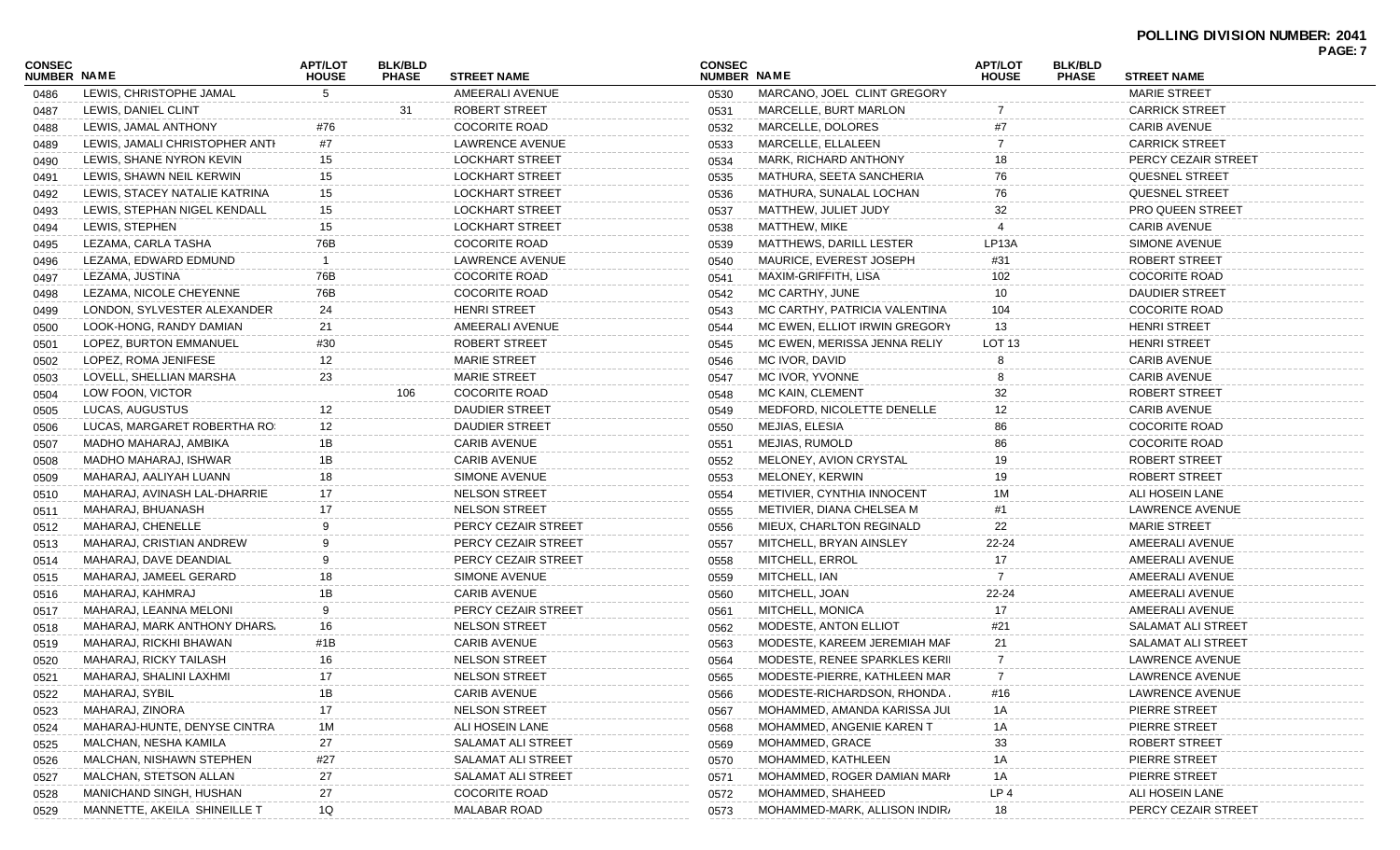**POLLING DIVISION NUMBER: 2041**

| CONSEC NUMBER | NAME | APT/LOT HOUSE | BLK/BLD PHASE | STREET NAME |
|---|---|---|---|---|
| 0486 | LEWIS, CHRISTOPHE JAMAL | 5 | | AMEERALI AVENUE |
| 0487 | LEWIS, DANIEL CLINT | | 31 | ROBERT STREET |
| 0488 | LEWIS, JAMAL ANTHONY | #76 | | COCORITE ROAD |
| 0489 | LEWIS, JAMALI CHRISTOPHER ANTI | #7 | | LAWRENCE AVENUE |
| 0490 | LEWIS, SHANE NYRON KEVIN | 15 | | LOCKHART STREET |
| 0491 | LEWIS, SHAWN NEIL KERWIN | 15 | | LOCKHART STREET |
| 0492 | LEWIS, STACEY NATALIE KATRINA | 15 | | LOCKHART STREET |
| 0493 | LEWIS, STEPHAN NIGEL KENDALL | 15 | | LOCKHART STREET |
| 0494 | LEWIS, STEPHEN | 15 | | LOCKHART STREET |
| 0495 | LEZAMA, CARLA TASHA | 76B | | COCORITE ROAD |
| 0496 | LEZAMA, EDWARD EDMUND | 1 | | LAWRENCE AVENUE |
| 0497 | LEZAMA, JUSTINA | 76B | | COCORITE ROAD |
| 0498 | LEZAMA, NICOLE CHEYENNE | 76B | | COCORITE ROAD |
| 0499 | LONDON, SYLVESTER ALEXANDER | 24 | | HENRI STREET |
| 0500 | LOOK-HONG, RANDY DAMIAN | 21 | | AMEERALI AVENUE |
| 0501 | LOPEZ, BURTON EMMANUEL | #30 | | ROBERT STREET |
| 0502 | LOPEZ, ROMA JENIFESE | 12 | | MARIE STREET |
| 0503 | LOVELL, SHELLIAN MARSHA | 23 | | MARIE STREET |
| 0504 | LOW FOON, VICTOR | | 106 | COCORITE ROAD |
| 0505 | LUCAS, AUGUSTUS | 12 | | DAUDIER STREET |
| 0506 | LUCAS, MARGARET ROBERTHA RO | 12 | | DAUDIER STREET |
| 0507 | MADHO MAHARAJ, AMBIKA | 1B | | CARIB AVENUE |
| 0508 | MADHO MAHARAJ, ISHWAR | 1B | | CARIB AVENUE |
| 0509 | MAHARAJ, AALIYAH LUANN | 18 | | SIMONE AVENUE |
| 0510 | MAHARAJ, AVINASH LAL-DHARRIE | 17 | | NELSON STREET |
| 0511 | MAHARAJ, BHUANASH | 17 | | NELSON STREET |
| 0512 | MAHARAJ, CHENELLE | 9 | | PERCY CEZAIR STREET |
| 0513 | MAHARAJ, CRISTIAN ANDREW | 9 | | PERCY CEZAIR STREET |
| 0514 | MAHARAJ, DAVE DEANDIAL | 9 | | PERCY CEZAIR STREET |
| 0515 | MAHARAJ, JAMEEL GERARD | 18 | | SIMONE AVENUE |
| 0516 | MAHARAJ, KAHMRAJ | 1B | | CARIB AVENUE |
| 0517 | MAHARAJ, LEANNA MELONI | 9 | | PERCY CEZAIR STREET |
| 0518 | MAHARAJ, MARK ANTHONY DHARS. | 16 | | NELSON STREET |
| 0519 | MAHARAJ, RICKHI BHAWAN | #1B | | CARIB AVENUE |
| 0520 | MAHARAJ, RICKY TAILASH | 16 | | NELSON STREET |
| 0521 | MAHARAJ, SHALINI LAXHMI | 17 | | NELSON STREET |
| 0522 | MAHARAJ, SYBIL | 1B | | CARIB AVENUE |
| 0523 | MAHARAJ, ZINORA | 17 | | NELSON STREET |
| 0524 | MAHARAJ-HUNTE, DENYSE CINTRA | 1M | | ALI HOSEIN LANE |
| 0525 | MALCHAN, NESHA KAMILA | 27 | | SALAMAT ALI STREET |
| 0526 | MALCHAN, NISHAWN STEPHEN | #27 | | SALAMAT ALI STREET |
| 0527 | MALCHAN, STETSON ALLAN | 27 | | SALAMAT ALI STREET |
| 0528 | MANICHAND SINGH, HUSHAN | 27 | | COCORITE ROAD |
| 0529 | MANNETTE, AKEILA SHINEILLE T | 1Q | | MALABAR ROAD |
| 0530 | MARCANO, JOEL CLINT GREGORY | | | MARIE STREET |
| 0531 | MARCELLE, BURT MARLON | 7 | | CARRICK STREET |
| 0532 | MARCELLE, DOLORES | #7 | | CARIB AVENUE |
| 0533 | MARCELLE, ELLALEEN | 7 | | CARRICK STREET |
| 0534 | MARK, RICHARD ANTHONY | 18 | | PERCY CEZAIR STREET |
| 0535 | MATHURA, SEETA SANCHERIA | 76 | | QUESNEL STREET |
| 0536 | MATHURA, SUNALAL LOCHAN | 76 | | QUESNEL STREET |
| 0537 | MATTHEW, JULIET JUDY | 32 | | PRO QUEEN STREET |
| 0538 | MATTHEW, MIKE | 4 | | CARIB AVENUE |
| 0539 | MATTHEWS, DARILL LESTER | LP13A | | SIMONE AVENUE |
| 0540 | MAURICE, EVEREST JOSEPH | #31 | | ROBERT STREET |
| 0541 | MAXIM-GRIFFITH, LISA | 102 | | COCORITE ROAD |
| 0542 | MC CARTHY, JUNE | 10 | | DAUDIER STREET |
| 0543 | MC CARTHY, PATRICIA VALENTINA | 104 | | COCORITE ROAD |
| 0544 | MC EWEN, ELLIOT IRWIN GREGORY | 13 | | HENRI STREET |
| 0545 | MC EWEN, MERISSA JENNA RELIY | LOT 13 | | HENRI STREET |
| 0546 | MC IVOR, DAVID | 8 | | CARIB AVENUE |
| 0547 | MC IVOR, YVONNE | 8 | | CARIB AVENUE |
| 0548 | MC KAIN, CLEMENT | 32 | | ROBERT STREET |
| 0549 | MEDFORD, NICOLETTE DENELLE | 12 | | CARIB AVENUE |
| 0550 | MEJIAS, ELESIA | 86 | | COCORITE ROAD |
| 0551 | MEJIAS, RUMOLD | 86 | | COCORITE ROAD |
| 0552 | MELONEY, AVION CRYSTAL | 19 | | ROBERT STREET |
| 0553 | MELONEY, KERWIN | 19 | | ROBERT STREET |
| 0554 | METIVIER, CYNTHIA INNOCENT | 1M | | ALI HOSEIN LANE |
| 0555 | METIVIER, DIANA CHELSEA M | #1 | | LAWRENCE AVENUE |
| 0556 | MIEUX, CHARLTON REGINALD | 22 | | MARIE STREET |
| 0557 | MITCHELL, BRYAN AINSLEY | 22-24 | | AMEERALI AVENUE |
| 0558 | MITCHELL, ERROL | 17 | | AMEERALI AVENUE |
| 0559 | MITCHELL, IAN | 7 | | AMEERALI AVENUE |
| 0560 | MITCHELL, JOAN | 22-24 | | AMEERALI AVENUE |
| 0561 | MITCHELL, MONICA | 17 | | AMEERALI AVENUE |
| 0562 | MODESTE, ANTON ELLIOT | #21 | | SALAMAT ALI STREET |
| 0563 | MODESTE, KAREEM JEREMIAH MAF | 21 | | SALAMAT ALI STREET |
| 0564 | MODESTE, RENEE SPARKLES KERII | 7 | | LAWRENCE AVENUE |
| 0565 | MODESTE-PIERRE, KATHLEEN MAR | 7 | | LAWRENCE AVENUE |
| 0566 | MODESTE-RICHARDSON, RHONDA . | #16 | | LAWRENCE AVENUE |
| 0567 | MOHAMMED, AMANDA KARISSA JUI | 1A | | PIERRE STREET |
| 0568 | MOHAMMED, ANGENIE KAREN T | 1A | | PIERRE STREET |
| 0569 | MOHAMMED, GRACE | 33 | | ROBERT STREET |
| 0570 | MOHAMMED, KATHLEEN | 1A | | PIERRE STREET |
| 0571 | MOHAMMED, ROGER DAMIAN MARI | 1A | | PIERRE STREET |
| 0572 | MOHAMMED, SHAHEED | LP 4 | | ALI HOSEIN LANE |
| 0573 | MOHAMMED-MARK, ALLISON INDIR. | 18 | | PERCY CEZAIR STREET |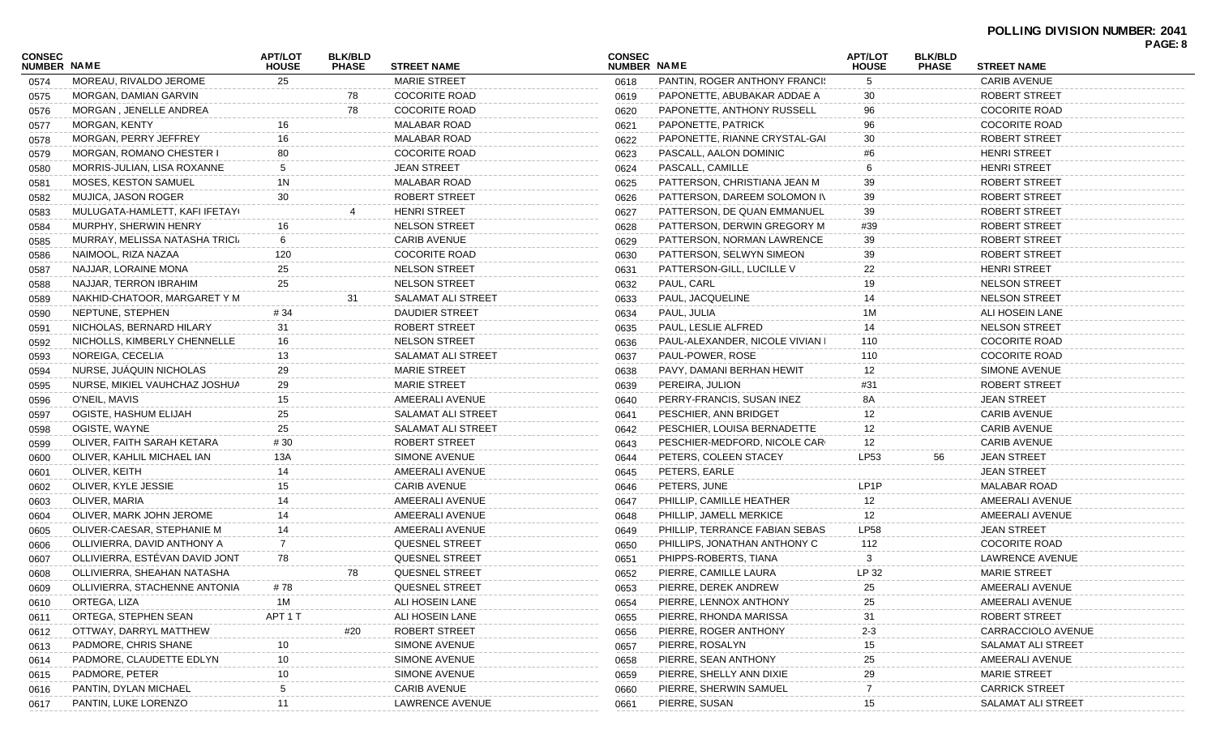**POLLING DIVISION NUMBER: 2041**

| CONSEC NUMBER | NAME | APT/LOT HOUSE | BLK/BLD PHASE | STREET NAME |
|---|---|---|---|---|
| 0574 | MOREAU, RIVALDO JEROME | 25 | | MARIE STREET |
| 0575 | MORGAN, DAMIAN GARVIN | | 78 | COCORITE ROAD |
| 0576 | MORGAN , JENELLE ANDREA | | 78 | COCORITE ROAD |
| 0577 | MORGAN, KENTY | 16 | | MALABAR ROAD |
| 0578 | MORGAN, PERRY JEFFREY | 16 | | MALABAR ROAD |
| 0579 | MORGAN, ROMANO CHESTER I | 80 | | COCORITE ROAD |
| 0580 | MORRIS-JULIAN, LISA ROXANNE | 5 | | JEAN STREET |
| 0581 | MOSES, KESTON SAMUEL | 1N | | MALABAR ROAD |
| 0582 | MUJICA, JASON ROGER | 30 | | ROBERT STREET |
| 0583 | MULUGATA-HAMLETT, KAFI IFETAY( | | 4 | HENRI STREET |
| 0584 | MURPHY, SHERWIN HENRY | 16 | | NELSON STREET |
| 0585 | MURRAY, MELISSA NATASHA TRICI, | 6 | | CARIB AVENUE |
| 0586 | NAIMOOL, RIZA NAZAA | 120 | | COCORITE ROAD |
| 0587 | NAJJAR, LORAINE MONA | 25 | | NELSON STREET |
| 0588 | NAJJAR, TERRON IBRAHIM | 25 | | NELSON STREET |
| 0589 | NAKHID-CHATOOR, MARGARET Y M | | 31 | SALAMAT ALI STREET |
| 0590 | NEPTUNE, STEPHEN | # 34 | | DAUDIER STREET |
| 0591 | NICHOLAS, BERNARD HILARY | 31 | | ROBERT STREET |
| 0592 | NICHOLLS, KIMBERLY CHENNELLE | 16 | | NELSON STREET |
| 0593 | NOREIGA, CECELIA | 13 | | SALAMAT ALI STREET |
| 0594 | NURSE, JUÁQUIN NICHOLAS | 29 | | MARIE STREET |
| 0595 | NURSE, MIKIEL VAUHCHAZ JOSHUA | 29 | | MARIE STREET |
| 0596 | O'NEIL, MAVIS | 15 | | AMEERALI AVENUE |
| 0597 | OGISTE, HASHUM ELIJAH | 25 | | SALAMAT ALI STREET |
| 0598 | OGISTE, WAYNE | 25 | | SALAMAT ALI STREET |
| 0599 | OLIVER, FAITH SARAH KETARA | # 30 | | ROBERT STREET |
| 0600 | OLIVER, KAHLIL MICHAEL IAN | 13A | | SIMONE AVENUE |
| 0601 | OLIVER, KEITH | 14 | | AMEERALI AVENUE |
| 0602 | OLIVER, KYLE JESSIE | 15 | | CARIB AVENUE |
| 0603 | OLIVER, MARIA | 14 | | AMEERALI AVENUE |
| 0604 | OLIVER, MARK JOHN JEROME | 14 | | AMEERALI AVENUE |
| 0605 | OLIVER-CAESAR, STEPHANIE M | 14 | | AMEERALI AVENUE |
| 0606 | OLLIVIERRA, DAVID ANTHONY A | 7 | | QUESNEL STREET |
| 0607 | OLLIVIERRA, ESTÉVAN DAVID JONT | 78 | | QUESNEL STREET |
| 0608 | OLLIVIERRA, SHEAHAN NATASHA | | 78 | QUESNEL STREET |
| 0609 | OLLIVIERRA, STACHENNE ANTONIA | # 78 | | QUESNEL STREET |
| 0610 | ORTEGA, LIZA | 1M | | ALI HOSEIN LANE |
| 0611 | ORTEGA, STEPHEN SEAN | APT 1 T | | ALI HOSEIN LANE |
| 0612 | OTTWAY, DARRYL MATTHEW | | #20 | ROBERT STREET |
| 0613 | PADMORE, CHRIS SHANE | 10 | | SIMONE AVENUE |
| 0614 | PADMORE, CLAUDETTE EDLYN | 10 | | SIMONE AVENUE |
| 0615 | PADMORE, PETER | 10 | | SIMONE AVENUE |
| 0616 | PANTIN, DYLAN MICHAEL | 5 | | CARIB AVENUE |
| 0617 | PANTIN, LUKE LORENZO | 11 | | LAWRENCE AVENUE |
| 0618 | PANTIN, ROGER ANTHONY FRANCI: | 5 | | CARIB AVENUE |
| 0619 | PAPONETTE, ABUBAKAR ADDAE A | 30 | | ROBERT STREET |
| 0620 | PAPONETTE, ANTHONY RUSSELL | 96 | | COCORITE ROAD |
| 0621 | PAPONETTE, PATRICK | 96 | | COCORITE ROAD |
| 0622 | PAPONETTE, RIANNE CRYSTAL-GAI | 30 | | ROBERT STREET |
| 0623 | PASCALL, AALON DOMINIC | #6 | | HENRI STREET |
| 0624 | PASCALL, CAMILLE | 6 | | HENRI STREET |
| 0625 | PATTERSON, CHRISTIANA JEAN M | 39 | | ROBERT STREET |
| 0626 | PATTERSON, DAREEM SOLOMON I\ | 39 | | ROBERT STREET |
| 0627 | PATTERSON, DE QUAN EMMANUEL | 39 | | ROBERT STREET |
| 0628 | PATTERSON, DERWIN GREGORY M | #39 | | ROBERT STREET |
| 0629 | PATTERSON, NORMAN LAWRENCE | 39 | | ROBERT STREET |
| 0630 | PATTERSON, SELWYN SIMEON | 39 | | ROBERT STREET |
| 0631 | PATTERSON-GILL, LUCILLE V | 22 | | HENRI STREET |
| 0632 | PAUL, CARL | 19 | | NELSON STREET |
| 0633 | PAUL, JACQUELINE | 14 | | NELSON STREET |
| 0634 | PAUL, JULIA | 1M | | ALI HOSEIN LANE |
| 0635 | PAUL, LESLIE ALFRED | 14 | | NELSON STREET |
| 0636 | PAUL-ALEXANDER, NICOLE VIVIAN I | 110 | | COCORITE ROAD |
| 0637 | PAUL-POWER, ROSE | 110 | | COCORITE ROAD |
| 0638 | PAVY, DAMANI BERHAN HEWIT | 12 | | SIMONE AVENUE |
| 0639 | PEREIRA, JULION | #31 | | ROBERT STREET |
| 0640 | PERRY-FRANCIS, SUSAN INEZ | 8A | | JEAN STREET |
| 0641 | PESCHIER, ANN BRIDGET | 12 | | CARIB AVENUE |
| 0642 | PESCHIER, LOUISA BERNADETTE | 12 | | CARIB AVENUE |
| 0643 | PESCHIER-MEDFORD, NICOLE CAR | 12 | | CARIB AVENUE |
| 0644 | PETERS, COLEEN STACEY | LP53 | 56 | JEAN STREET |
| 0645 | PETERS, EARLE | | | JEAN STREET |
| 0646 | PETERS, JUNE | LP1P | | MALABAR ROAD |
| 0647 | PHILLIP, CAMILLE HEATHER | 12 | | AMEERALI AVENUE |
| 0648 | PHILLIP, JAMELL MERKICE | 12 | | AMEERALI AVENUE |
| 0649 | PHILLIP, TERRANCE FABIAN SEBAS | LP58 | | JEAN STREET |
| 0650 | PHILLIPS, JONATHAN ANTHONY C | 112 | | COCORITE ROAD |
| 0651 | PHIPPS-ROBERTS, TIANA | 3 | | LAWRENCE AVENUE |
| 0652 | PIERRE, CAMILLE LAURA | LP 32 | | MARIE STREET |
| 0653 | PIERRE, DEREK ANDREW | 25 | | AMEERALI AVENUE |
| 0654 | PIERRE, LENNOX ANTHONY | 25 | | AMEERALI AVENUE |
| 0655 | PIERRE, RHONDA MARISSA | 31 | | ROBERT STREET |
| 0656 | PIERRE, ROGER ANTHONY | 2-3 | | CARRACCIOLO AVENUE |
| 0657 | PIERRE, ROSALYN | 15 | | SALAMAT ALI STREET |
| 0658 | PIERRE, SEAN ANTHONY | 25 | | AMEERALI AVENUE |
| 0659 | PIERRE, SHELLY ANN DIXIE | 29 | | MARIE STREET |
| 0660 | PIERRE, SHERWIN SAMUEL | 7 | | CARRICK STREET |
| 0661 | PIERRE, SUSAN | 15 | | SALAMAT ALI STREET |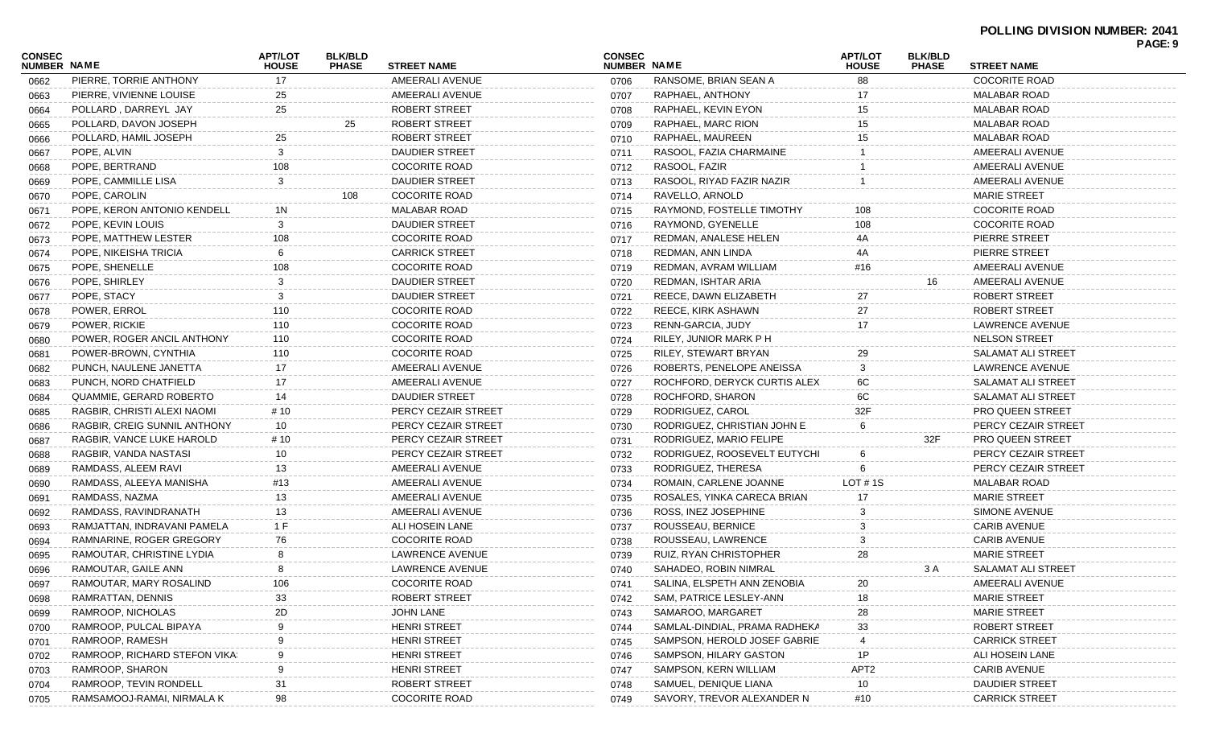**POLLING DIVISION NUMBER: 2041**

| CONSEC NUMBER | NAME | APT/LOT HOUSE | BLK/BLD PHASE | STREET NAME |
|---|---|---|---|---|
| 0662 | PIERRE, TORRIE ANTHONY | 17 | | AMEERALI AVENUE |
| 0663 | PIERRE, VIVIENNE LOUISE | 25 | | AMEERALI AVENUE |
| 0664 | POLLARD , DARREYL JAY | 25 | | ROBERT STREET |
| 0665 | POLLARD, DAVON JOSEPH | | 25 | ROBERT STREET |
| 0666 | POLLARD, HAMIL JOSEPH | 25 | | ROBERT STREET |
| 0667 | POPE, ALVIN | 3 | | DAUDIER STREET |
| 0668 | POPE, BERTRAND | 108 | | COCORITE ROAD |
| 0669 | POPE, CAMMILLE LISA | 3 | | DAUDIER STREET |
| 0670 | POPE, CAROLIN | | 108 | COCORITE ROAD |
| 0671 | POPE, KERON ANTONIO KENDELL | 1N | | MALABAR ROAD |
| 0672 | POPE, KEVIN LOUIS | 3 | | DAUDIER STREET |
| 0673 | POPE, MATTHEW LESTER | 108 | | COCORITE ROAD |
| 0674 | POPE, NIKEISHA TRICIA | 6 | | CARRICK STREET |
| 0675 | POPE, SHENELLE | 108 | | COCORITE ROAD |
| 0676 | POPE, SHIRLEY | 3 | | DAUDIER STREET |
| 0677 | POPE, STACY | 3 | | DAUDIER STREET |
| 0678 | POWER, ERROL | 110 | | COCORITE ROAD |
| 0679 | POWER, RICKIE | 110 | | COCORITE ROAD |
| 0680 | POWER, ROGER ANCIL ANTHONY | 110 | | COCORITE ROAD |
| 0681 | POWER-BROWN, CYNTHIA | 110 | | COCORITE ROAD |
| 0682 | PUNCH, NAULENE JANETTA | 17 | | AMEERALI AVENUE |
| 0683 | PUNCH, NORD CHATFIELD | 17 | | AMEERALI AVENUE |
| 0684 | QUAMMIE, GERARD ROBERTO | 14 | | DAUDIER STREET |
| 0685 | RAGBIR, CHRISTI ALEXI NAOMI | # 10 | | PERCY CEZAIR STREET |
| 0686 | RAGBIR, CREIG SUNNIL ANTHONY | 10 | | PERCY CEZAIR STREET |
| 0687 | RAGBIR, VANCE LUKE HAROLD | # 10 | | PERCY CEZAIR STREET |
| 0688 | RAGBIR, VANDA NASTASI | 10 | | PERCY CEZAIR STREET |
| 0689 | RAMDASS, ALEEM RAVI | 13 | | AMEERALI AVENUE |
| 0690 | RAMDASS, ALEEYA MANISHA | #13 | | AMEERALI AVENUE |
| 0691 | RAMDASS, NAZMA | 13 | | AMEERALI AVENUE |
| 0692 | RAMDASS, RAVINDRANATH | 13 | | AMEERALI AVENUE |
| 0693 | RAMJATTAN, INDRAVANI PAMELA | 1 F | | ALI HOSEIN LANE |
| 0694 | RAMNARINE, ROGER GREGORY | 76 | | COCORITE ROAD |
| 0695 | RAMOUTAR, CHRISTINE LYDIA | 8 | | LAWRENCE AVENUE |
| 0696 | RAMOUTAR, GAILE ANN | 8 | | LAWRENCE AVENUE |
| 0697 | RAMOUTAR, MARY ROSALIND | 106 | | COCORITE ROAD |
| 0698 | RAMRATTAN, DENNIS | 33 | | ROBERT STREET |
| 0699 | RAMROOP, NICHOLAS | 2D | | JOHN LANE |
| 0700 | RAMROOP, PULCAL BIPAYA | 9 | | HENRI STREET |
| 0701 | RAMROOP, RAMESH | 9 | | HENRI STREET |
| 0702 | RAMROOP, RICHARD STEFON VIKA | 9 | | HENRI STREET |
| 0703 | RAMROOP, SHARON | 9 | | HENRI STREET |
| 0704 | RAMROOP, TEVIN RONDELL | 31 | | ROBERT STREET |
| 0705 | RAMSAMOOJ-RAMAI, NIRMALA K | 98 | | COCORITE ROAD |
| 0706 | RANSOME, BRIAN SEAN A | 88 | | COCORITE ROAD |
| 0707 | RAPHAEL, ANTHONY | 17 | | MALABAR ROAD |
| 0708 | RAPHAEL, KEVIN EYON | 15 | | MALABAR ROAD |
| 0709 | RAPHAEL, MARC RION | 15 | | MALABAR ROAD |
| 0710 | RAPHAEL, MAUREEN | 15 | | MALABAR ROAD |
| 0711 | RASOOL, FAZIA CHARMAINE | 1 | | AMEERALI AVENUE |
| 0712 | RASOOL, FAZIR | 1 | | AMEERALI AVENUE |
| 0713 | RASOOL, RIYAD FAZIR NAZIR | 1 | | AMEERALI AVENUE |
| 0714 | RAVELLO, ARNOLD | | | MARIE STREET |
| 0715 | RAYMOND, FOSTELLE TIMOTHY | 108 | | COCORITE ROAD |
| 0716 | RAYMOND, GYENELLE | 108 | | COCORITE ROAD |
| 0717 | REDMAN, ANALESE HELEN | 4A | | PIERRE STREET |
| 0718 | REDMAN, ANN LINDA | 4A | | PIERRE STREET |
| 0719 | REDMAN, AVRAM WILLIAM | #16 | | AMEERALI AVENUE |
| 0720 | REDMAN, ISHTAR ARIA | | 16 | AMEERALI AVENUE |
| 0721 | REECE, DAWN ELIZABETH | 27 | | ROBERT STREET |
| 0722 | REECE, KIRK ASHAWN | 27 | | ROBERT STREET |
| 0723 | RENN-GARCIA, JUDY | 17 | | LAWRENCE AVENUE |
| 0724 | RILEY, JUNIOR MARK P H | | | NELSON STREET |
| 0725 | RILEY, STEWART BRYAN | 29 | | SALAMAT ALI STREET |
| 0726 | ROBERTS, PENELOPE ANEISSA | 3 | | LAWRENCE AVENUE |
| 0727 | ROCHFORD, DERYCK CURTIS ALEX | 6C | | SALAMAT ALI STREET |
| 0728 | ROCHFORD, SHARON | 6C | | SALAMAT ALI STREET |
| 0729 | RODRIGUEZ, CAROL | 32F | | PRO QUEEN STREET |
| 0730 | RODRIGUEZ, CHRISTIAN JOHN E | 6 | | PERCY CEZAIR STREET |
| 0731 | RODRIGUEZ, MARIO FELIPE | | 32F | PRO QUEEN STREET |
| 0732 | RODRIGUEZ, ROOSEVELT EUTYCHI | 6 | | PERCY CEZAIR STREET |
| 0733 | RODRIGUEZ, THERESA | 6 | | PERCY CEZAIR STREET |
| 0734 | ROMAIN, CARLENE JOANNE | LOT # 1S | | MALABAR ROAD |
| 0735 | ROSALES, YINKA CARECA BRIAN | 17 | | MARIE STREET |
| 0736 | ROSS, INEZ JOSEPHINE | 3 | | SIMONE AVENUE |
| 0737 | ROUSSEAU, BERNICE | 3 | | CARIB AVENUE |
| 0738 | ROUSSEAU, LAWRENCE | 3 | | CARIB AVENUE |
| 0739 | RUIZ, RYAN CHRISTOPHER | 28 | | MARIE STREET |
| 0740 | SAHADEO, ROBIN NIMRAL | | 3 A | SALAMAT ALI STREET |
| 0741 | SALINA, ELSPETH ANN ZENOBIA | 20 | | AMEERALI AVENUE |
| 0742 | SAM, PATRICE LESLEY-ANN | 18 | | MARIE STREET |
| 0743 | SAMAROO, MARGARET | 28 | | MARIE STREET |
| 0744 | SAMLAL-DINDIAL, PRAMA RADHEKA | 33 | | ROBERT STREET |
| 0745 | SAMPSON, HEROLD JOSEF GABRIE | 4 | | CARRICK STREET |
| 0746 | SAMPSON, HILARY GASTON | 1P | | ALI HOSEIN LANE |
| 0747 | SAMPSON, KERN WILLIAM | APT2 | | CARIB AVENUE |
| 0748 | SAMUEL, DENIQUE LIANA | 10 | | DAUDIER STREET |
| 0749 | SAVORY, TREVOR ALEXANDER N | #10 | | CARRICK STREET |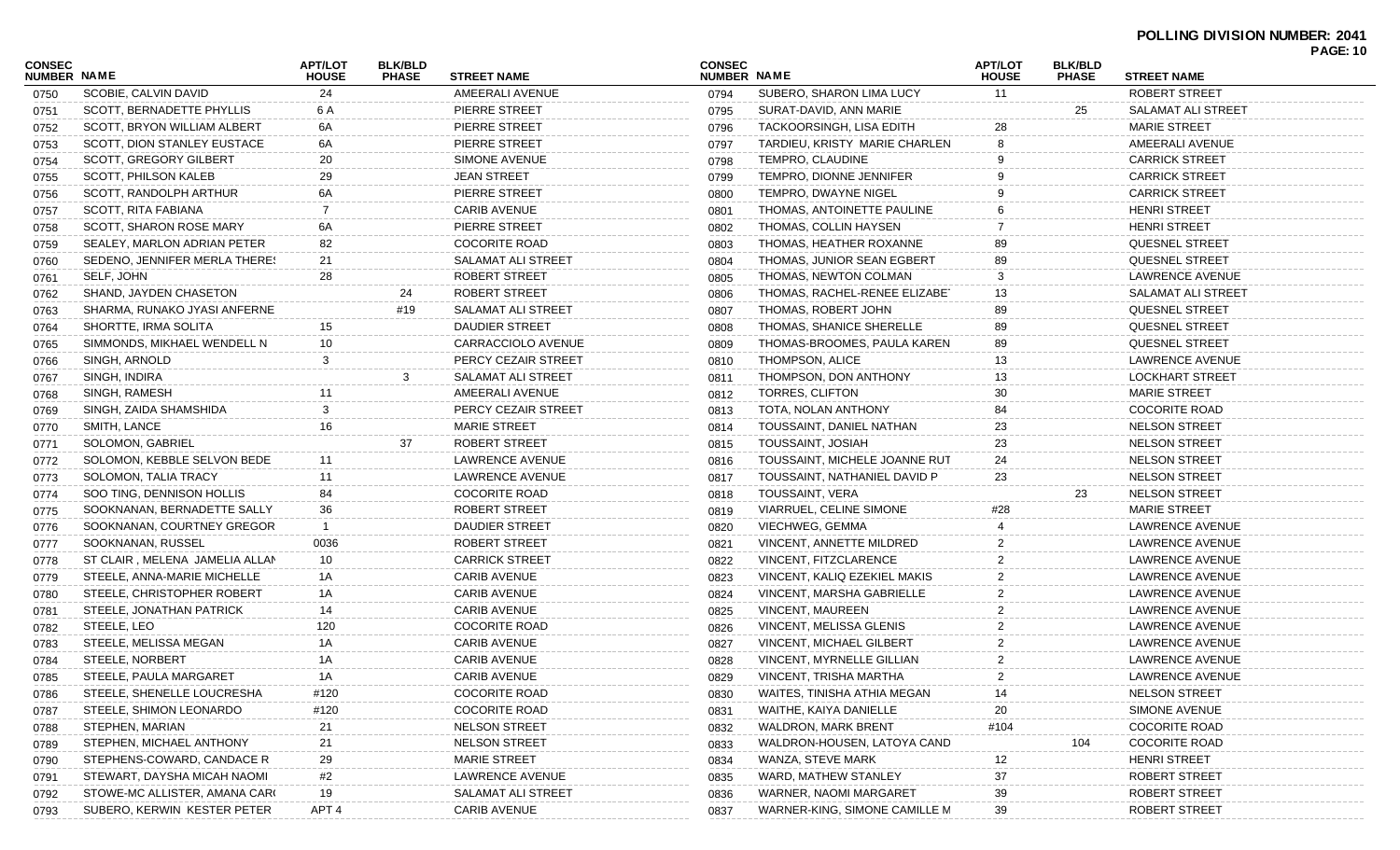**POLLING DIVISION NUMBER: 2041**

| CONSEC NUMBER | NAME | APT/LOT HOUSE | BLK/BLD PHASE | STREET NAME |
|---|---|---|---|---|
| 0750 | SCOBIE, CALVIN DAVID | 24 | | AMEERALI AVENUE |
| 0751 | SCOTT, BERNADETTE PHYLLIS | 6 A | | PIERRE STREET |
| 0752 | SCOTT, BRYON WILLIAM ALBERT | 6A | | PIERRE STREET |
| 0753 | SCOTT, DION STANLEY EUSTACE | 6A | | PIERRE STREET |
| 0754 | SCOTT, GREGORY GILBERT | 20 | | SIMONE AVENUE |
| 0755 | SCOTT, PHILSON KALEB | 29 | | JEAN STREET |
| 0756 | SCOTT, RANDOLPH ARTHUR | 6A | | PIERRE STREET |
| 0757 | SCOTT, RITA FABIANA | 7 | | CARIB AVENUE |
| 0758 | SCOTT, SHARON ROSE MARY | 6A | | PIERRE STREET |
| 0759 | SEALEY, MARLON ADRIAN PETER | 82 | | COCORITE ROAD |
| 0760 | SEDENO, JENNIFER MERLA THERES | 21 | | SALAMAT ALI STREET |
| 0761 | SELF, JOHN | 28 | | ROBERT STREET |
| 0762 | SHAND, JAYDEN CHASETON | | 24 | ROBERT STREET |
| 0763 | SHARMA, RUNAKO JYASI ANFERNE | | #19 | SALAMAT ALI STREET |
| 0764 | SHORTTE, IRMA SOLITA | 15 | | DAUDIER STREET |
| 0765 | SIMMONDS, MIKHAEL WENDELL N | 10 | | CARRACCIOLO AVENUE |
| 0766 | SINGH, ARNOLD | 3 | | PERCY CEZAIR STREET |
| 0767 | SINGH, INDIRA | | 3 | SALAMAT ALI STREET |
| 0768 | SINGH, RAMESH | 11 | | AMEERALI AVENUE |
| 0769 | SINGH, ZAIDA SHAMSHIDA | 3 | | PERCY CEZAIR STREET |
| 0770 | SMITH, LANCE | 16 | | MARIE STREET |
| 0771 | SOLOMON, GABRIEL | | 37 | ROBERT STREET |
| 0772 | SOLOMON, KEBBLE SELVON BEDE | 11 | | LAWRENCE AVENUE |
| 0773 | SOLOMON, TALIA TRACY | 11 | | LAWRENCE AVENUE |
| 0774 | SOO TING, DENNISON HOLLIS | 84 | | COCORITE ROAD |
| 0775 | SOOKNANAN, BERNADETTE SALLY | 36 | | ROBERT STREET |
| 0776 | SOOKNANAN, COURTNEY GREGOR | 1 | | DAUDIER STREET |
| 0777 | SOOKNANAN, RUSSEL | 0036 | | ROBERT STREET |
| 0778 | ST CLAIR , MELENA JAMELIA ALLAN | 10 | | CARRICK STREET |
| 0779 | STEELE, ANNA-MARIE MICHELLE | 1A | | CARIB AVENUE |
| 0780 | STEELE, CHRISTOPHER ROBERT | 1A | | CARIB AVENUE |
| 0781 | STEELE, JONATHAN PATRICK | 14 | | CARIB AVENUE |
| 0782 | STEELE, LEO | 120 | | COCORITE ROAD |
| 0783 | STEELE, MELISSA MEGAN | 1A | | CARIB AVENUE |
| 0784 | STEELE, NORBERT | 1A | | CARIB AVENUE |
| 0785 | STEELE, PAULA MARGARET | 1A | | CARIB AVENUE |
| 0786 | STEELE, SHENELLE LOUCRESHA | #120 | | COCORITE ROAD |
| 0787 | STEELE, SHIMON LEONARDO | #120 | | COCORITE ROAD |
| 0788 | STEPHEN, MARIAN | 21 | | NELSON STREET |
| 0789 | STEPHEN, MICHAEL ANTHONY | 21 | | NELSON STREET |
| 0790 | STEPHENS-COWARD, CANDACE R | 29 | | MARIE STREET |
| 0791 | STEWART, DAYSHA MICAH NAOMI | #2 | | LAWRENCE AVENUE |
| 0792 | STOWE-MC ALLISTER, AMANA CARO | 19 | | SALAMAT ALI STREET |
| 0793 | SUBERO, KERWIN KESTER PETER | APT 4 | | CARIB AVENUE |
| 0794 | SUBERO, SHARON LIMA LUCY | 11 | | ROBERT STREET |
| 0795 | SURAT-DAVID, ANN MARIE | | 25 | SALAMAT ALI STREET |
| 0796 | TACKOORSINGH, LISA EDITH | 28 | | MARIE STREET |
| 0797 | TARDIEU, KRISTY MARIE CHARLEN | 8 | | AMEERALI AVENUE |
| 0798 | TEMPRO, CLAUDINE | 9 | | CARRICK STREET |
| 0799 | TEMPRO, DIONNE JENNIFER | 9 | | CARRICK STREET |
| 0800 | TEMPRO, DWAYNE NIGEL | 9 | | CARRICK STREET |
| 0801 | THOMAS, ANTOINETTE PAULINE | 6 | | HENRI STREET |
| 0802 | THOMAS, COLLIN HAYSEN | 7 | | HENRI STREET |
| 0803 | THOMAS, HEATHER ROXANNE | 89 | | QUESNEL STREET |
| 0804 | THOMAS, JUNIOR SEAN EGBERT | 89 | | QUESNEL STREET |
| 0805 | THOMAS, NEWTON COLMAN | 3 | | LAWRENCE AVENUE |
| 0806 | THOMAS, RACHEL-RENEE ELIZABET | 13 | | SALAMAT ALI STREET |
| 0807 | THOMAS, ROBERT JOHN | 89 | | QUESNEL STREET |
| 0808 | THOMAS, SHANICE SHERELLE | 89 | | QUESNEL STREET |
| 0809 | THOMAS-BROOMES, PAULA KAREN | 89 | | QUESNEL STREET |
| 0810 | THOMPSON, ALICE | 13 | | LAWRENCE AVENUE |
| 0811 | THOMPSON, DON ANTHONY | 13 | | LOCKHART STREET |
| 0812 | TORRES, CLIFTON | 30 | | MARIE STREET |
| 0813 | TOTA, NOLAN ANTHONY | 84 | | COCORITE ROAD |
| 0814 | TOUSSAINT, DANIEL NATHAN | 23 | | NELSON STREET |
| 0815 | TOUSSAINT, JOSIAH | 23 | | NELSON STREET |
| 0816 | TOUSSAINT, MICHELE JOANNE RUT | 24 | | NELSON STREET |
| 0817 | TOUSSAINT, NATHANIEL DAVID P | 23 | | NELSON STREET |
| 0818 | TOUSSAINT, VERA | | 23 | NELSON STREET |
| 0819 | VIARRUEL, CELINE SIMONE | #28 | | MARIE STREET |
| 0820 | VIECHWEG, GEMMA | 4 | | LAWRENCE AVENUE |
| 0821 | VINCENT, ANNETTE MILDRED | 2 | | LAWRENCE AVENUE |
| 0822 | VINCENT, FITZCLARENCE | 2 | | LAWRENCE AVENUE |
| 0823 | VINCENT, KALIQ EZEKIEL MAKIS | 2 | | LAWRENCE AVENUE |
| 0824 | VINCENT, MARSHA GABRIELLE | 2 | | LAWRENCE AVENUE |
| 0825 | VINCENT, MAUREEN | 2 | | LAWRENCE AVENUE |
| 0826 | VINCENT, MELISSA GLENIS | 2 | | LAWRENCE AVENUE |
| 0827 | VINCENT, MICHAEL GILBERT | 2 | | LAWRENCE AVENUE |
| 0828 | VINCENT, MYRNELLE GILLIAN | 2 | | LAWRENCE AVENUE |
| 0829 | VINCENT, TRISHA MARTHA | 2 | | LAWRENCE AVENUE |
| 0830 | WAITES, TINISHA ATHIA MEGAN | 14 | | NELSON STREET |
| 0831 | WAITHE, KAIYA DANIELLE | 20 | | SIMONE AVENUE |
| 0832 | WALDRON, MARK BRENT | #104 | | COCORITE ROAD |
| 0833 | WALDRON-HOUSEN, LATOYA CAND | | 104 | COCORITE ROAD |
| 0834 | WANZA, STEVE MARK | 12 | | HENRI STREET |
| 0835 | WARD, MATHEW STANLEY | 37 | | ROBERT STREET |
| 0836 | WARNER, NAOMI MARGARET | 39 | | ROBERT STREET |
| 0837 | WARNER-KING, SIMONE CAMILLE M | 39 | | ROBERT STREET |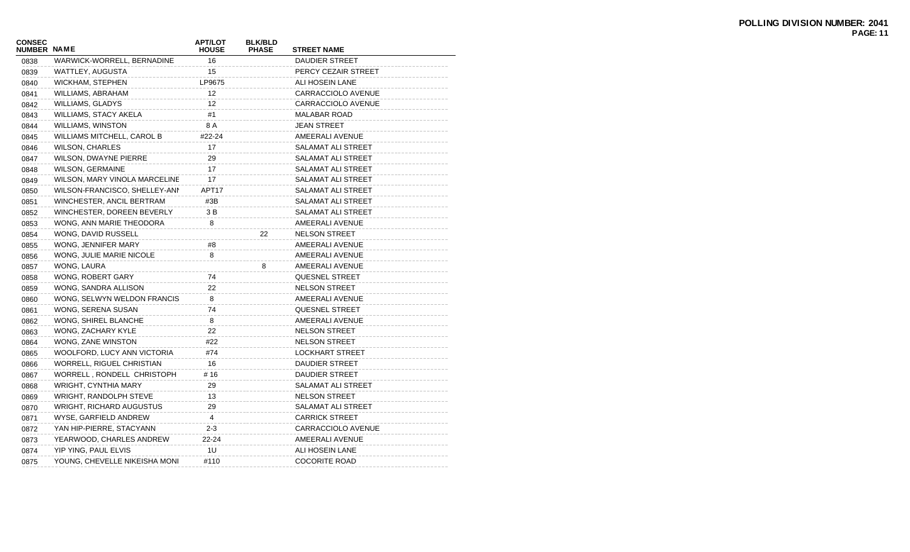**POLLING DIVISION NUMBER: 2041**

| CONSEC NUMBER | NAME | APT/LOT HOUSE | BLK/BLD PHASE | STREET NAME |
|---|---|---|---|---|
| 0838 | WARWICK-WORRELL, BERNADINE | 16 | | DAUDIER STREET |
| 0839 | WATTLEY, AUGUSTA | 15 | | PERCY CEZAIR STREET |
| 0840 | WICKHAM, STEPHEN | LP9675 | | ALI HOSEIN LANE |
| 0841 | WILLIAMS, ABRAHAM | 12 | | CARRACCIOLO AVENUE |
| 0842 | WILLIAMS, GLADYS | 12 | | CARRACCIOLO AVENUE |
| 0843 | WILLIAMS, STACY AKELA | #1 | | MALABAR ROAD |
| 0844 | WILLIAMS, WINSTON | 8 A | | JEAN STREET |
| 0845 | WILLIAMS MITCHELL, CAROL B | #22-24 | | AMEERALI AVENUE |
| 0846 | WILSON, CHARLES | 17 | | SALAMAT ALI STREET |
| 0847 | WILSON, DWAYNE PIERRE | 29 | | SALAMAT ALI STREET |
| 0848 | WILSON, GERMAINE | 17 | | SALAMAT ALI STREET |
| 0849 | WILSON, MARY VINOLA MARCELINE | 17 | | SALAMAT ALI STREET |
| 0850 | WILSON-FRANCISCO, SHELLEY-ANI | APT17 | | SALAMAT ALI STREET |
| 0851 | WINCHESTER, ANCIL BERTRAM | #3B | | SALAMAT ALI STREET |
| 0852 | WINCHESTER, DOREEN BEVERLY | 3 B | | SALAMAT ALI STREET |
| 0853 | WONG, ANN MARIE THEODORA | 8 | | AMEERALI AVENUE |
| 0854 | WONG, DAVID RUSSELL | | 22 | NELSON STREET |
| 0855 | WONG, JENNIFER MARY | #8 | | AMEERALI AVENUE |
| 0856 | WONG, JULIE MARIE NICOLE | 8 | | AMEERALI AVENUE |
| 0857 | WONG, LAURA | | 8 | AMEERALI AVENUE |
| 0858 | WONG, ROBERT GARY | 74 | | QUESNEL STREET |
| 0859 | WONG, SANDRA ALLISON | 22 | | NELSON STREET |
| 0860 | WONG, SELWYN WELDON FRANCIS | 8 | | AMEERALI AVENUE |
| 0861 | WONG, SERENA SUSAN | 74 | | QUESNEL STREET |
| 0862 | WONG, SHIREL BLANCHE | 8 | | AMEERALI AVENUE |
| 0863 | WONG, ZACHARY KYLE | 22 | | NELSON STREET |
| 0864 | WONG, ZANE WINSTON | #22 | | NELSON STREET |
| 0865 | WOOLFORD, LUCY ANN VICTORIA | #74 | | LOCKHART STREET |
| 0866 | WORRELL, RIGUEL CHRISTIAN | 16 | | DAUDIER STREET |
| 0867 | WORRELL , RONDELL CHRISTOPH | # 16 | | DAUDIER STREET |
| 0868 | WRIGHT, CYNTHIA MARY | 29 | | SALAMAT ALI STREET |
| 0869 | WRIGHT, RANDOLPH STEVE | 13 | | NELSON STREET |
| 0870 | WRIGHT, RICHARD AUGUSTUS | 29 | | SALAMAT ALI STREET |
| 0871 | WYSE, GARFIELD ANDREW | 4 | | CARRICK STREET |
| 0872 | YAN HIP-PIERRE, STACYANN | 2-3 | | CARRACCIOLO AVENUE |
| 0873 | YEARWOOD, CHARLES ANDREW | 22-24 | | AMEERALI AVENUE |
| 0874 | YIP YING, PAUL ELVIS | 1U | | ALI HOSEIN LANE |
| 0875 | YOUNG, CHEVELLE NIKEISHA MONI | #110 | | COCORITE ROAD |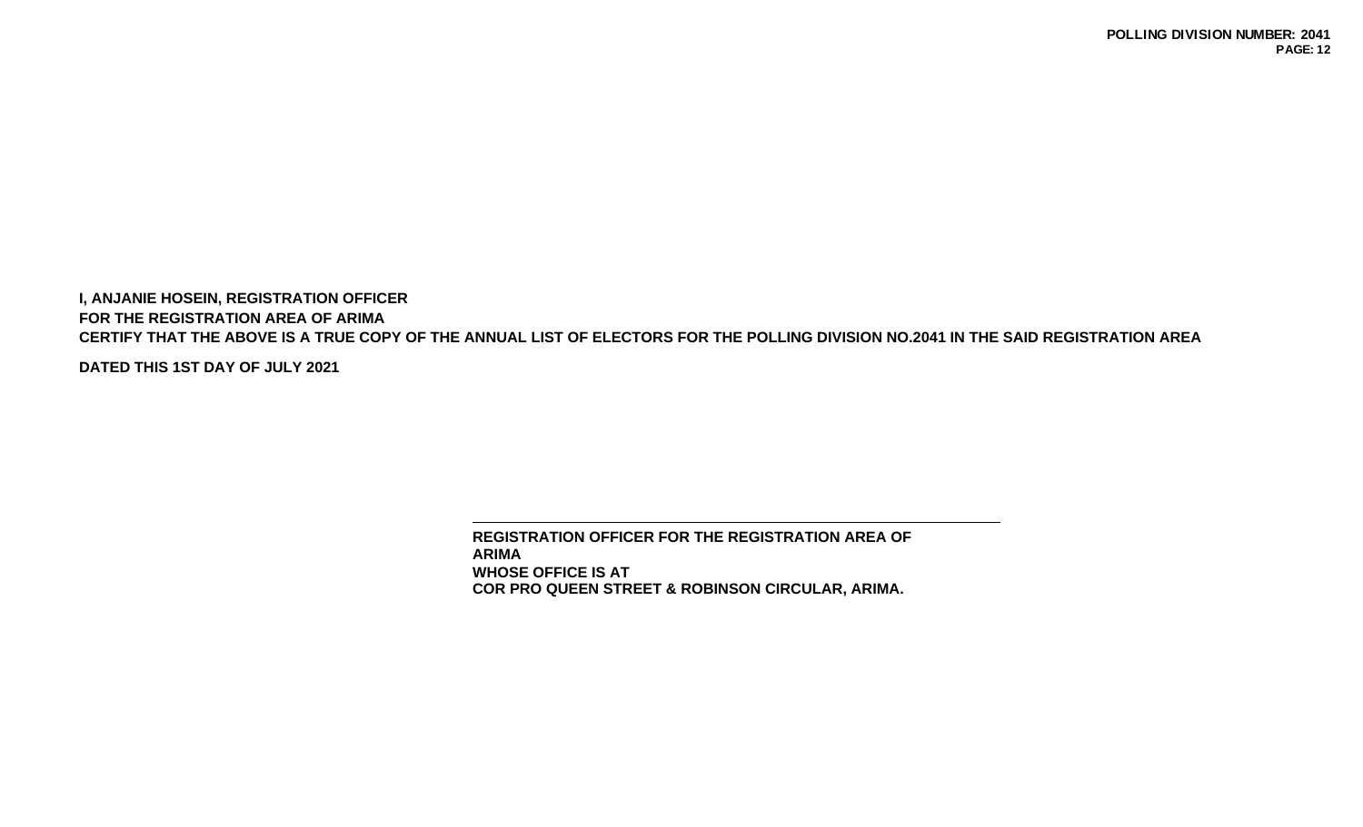**I, ANJANIE HOSEIN, REGISTRATION OFFICER**
**FOR THE REGISTRATION AREA OF ARIMA**
**CERTIFY THAT THE ABOVE IS A TRUE COPY OF THE ANNUAL LIST OF ELECTORS FOR THE POLLING DIVISION NO.2041 IN THE SAID REGISTRATION AREA**

**DATED THIS 1ST DAY OF JULY 2021**

---

**REGISTRATION OFFICER FOR THE REGISTRATION AREA OF ARIMA**
**WHOSE OFFICE IS AT**
**COR PRO QUEEN STREET & ROBINSON CIRCULAR, ARIMA.**